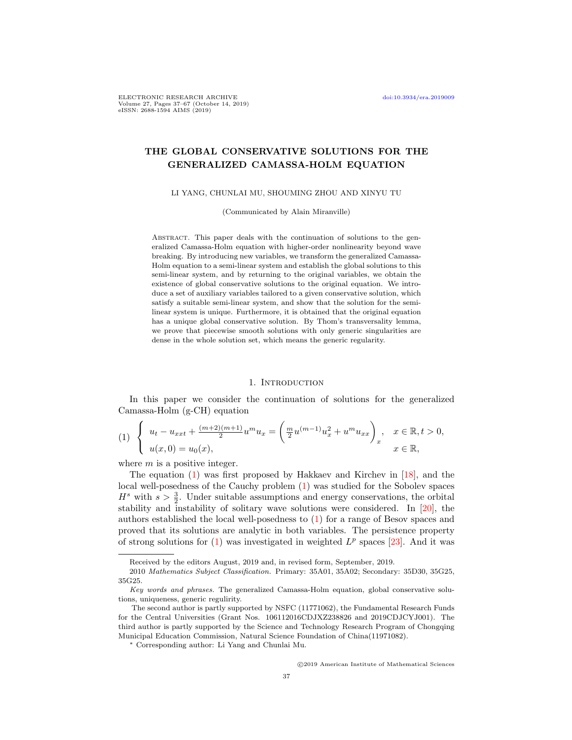# THE GLOBAL CONSERVATIVE SOLUTIONS FOR THE GENERALIZED CAMASSA-HOLM EQUATION

LI YANG, CHUNLAI MU, SHOUMING ZHOU AND XINYU TU

(Communicated by Alain Miranville)

Abstract. This paper deals with the continuation of solutions to the generalized Camassa-Holm equation with higher-order nonlinearity beyond wave breaking. By introducing new variables, we transform the generalized Camassa-Holm equation to a semi-linear system and establish the global solutions to this semi-linear system, and by returning to the original variables, we obtain the existence of global conservative solutions to the original equation. We introduce a set of auxiliary variables tailored to a given conservative solution, which satisfy a suitable semi-linear system, and show that the solution for the semi-linear system is unique. Furthermore, it is obtained that the original equation has a unique global conservative solution. By Thom's transversality lemma, we prove that piecewise smooth solutions with only generic singularities are dense in the whole solution set, which means the generic regularity.

## 1. Introduction

In this paper we consider the continuation of solutions for the generalized Camassa-Holm (g-CH) equation

$$
(1)\quad \begin{cases} u_t - u_{xxt} + \frac{(m+2)(m+1)}{2} u^m u_x = \left( \frac{m}{2} u^{(m-1)} u_x^2 + u^m u_{xx} \right)_x, & x \in \mathbb{R}, t > 0, \\ u(x, 0) = u_0(x), & x \in \mathbb{R}, \end{cases}
$$

where $m$ is a positive integer.

The equation (1) was first proposed by Hakkaev and Kirchev in [18], and the local well-posedness of the Cauchy problem (1) was studied for the Sobolev spaces $H^s$ with $s > \frac{3}{2}$. Under suitable assumptions and energy conservations, the orbital stability and instability of solitary wave solutions were considered. In [20], the authors established the local well-posedness to (1) for a range of Besov spaces and proved that its solutions are analytic in both variables. The persistence property of strong solutions for (1) was investigated in weighted $L^p$ spaces [23]. And it was

---

Received by the editors August, 2019 and, in revised form, September, 2019.

2010 *Mathematics Subject Classification.* Primary: 35A01, 35A02; Secondary: 35D30, 35G25, 35G25.

*Key words and phrases.* The generalized Camassa-Holm equation, global conservative solutions, uniqueness, generic regulirity.

The second author is partly supported by NSFC (11771062), the Fundamental Research Funds for the Central Universities (Grant Nos. 106112016CDJXZ238826 and 2019CDJCYJ001). The third author is partly supported by the Science and Technology Research Program of Chongqing Municipal Education Commission, Natural Science Foundation of China(11971082).

* Corresponding author: Li Yang and Chunlai Mu.

©2019 American Institute of Mathematical Sciences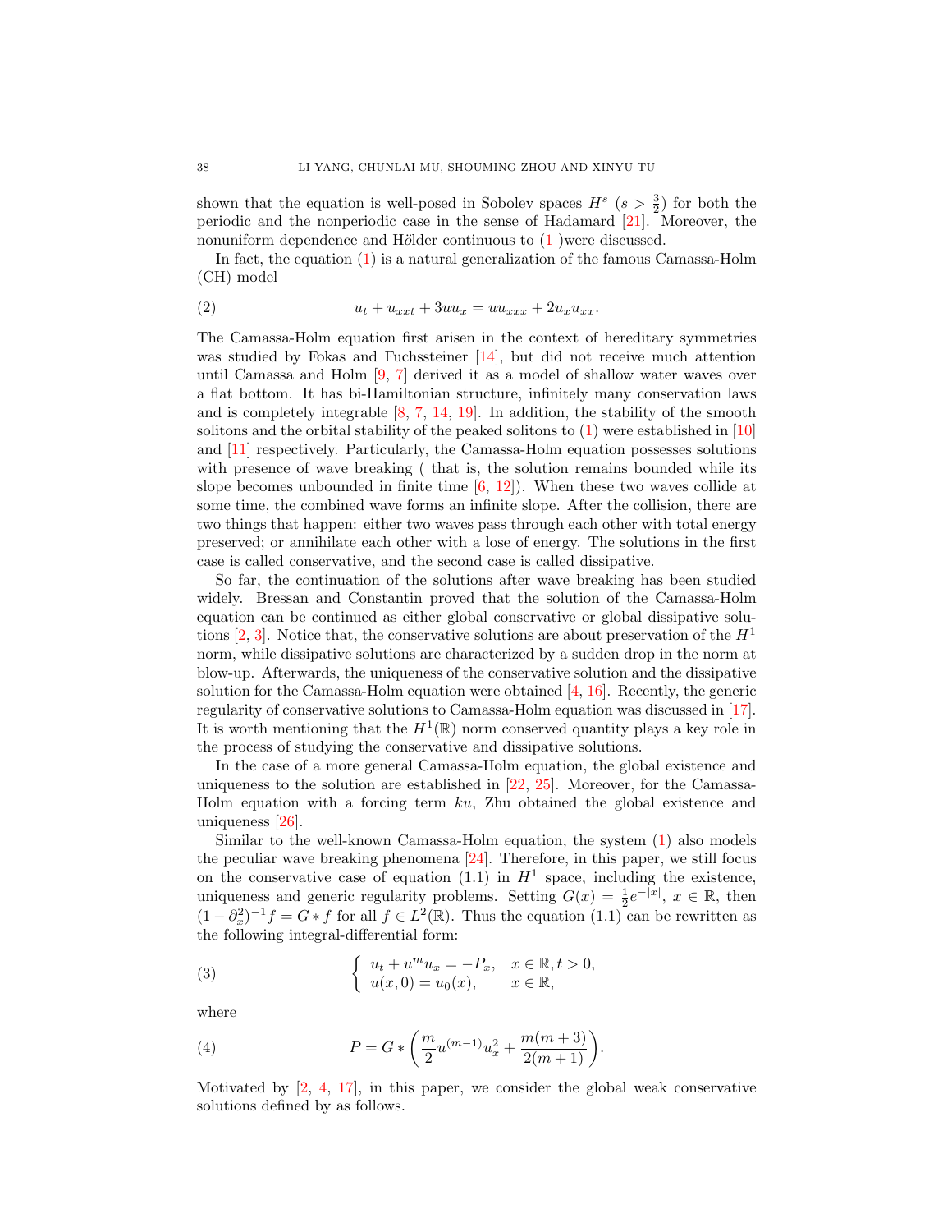shown that the equation is well-posed in Sobolev spaces $H^s$ $(s > \frac{3}{2})$ for both the periodic and the nonperiodic case in the sense of Hadamard [21]. Moreover, the nonuniform dependence and Hölder continuous to (1 )were discussed.

In fact, the equation (1) is a natural generalization of the famous Camassa-Holm (CH) model

$$
u_t + u_{xxt} + 3uu_x = uu_{xxx} + 2u_xu_{xx}. \tag{2}
$$

The Camassa-Holm equation first arisen in the context of hereditary symmetries was studied by Fokas and Fuchssteiner [14], but did not receive much attention until Camassa and Holm [9, 7] derived it as a model of shallow water waves over a flat bottom. It has bi-Hamiltonian structure, infinitely many conservation laws and is completely integrable [8, 7, 14, 19]. In addition, the stability of the smooth solitons and the orbital stability of the peaked solitons to (1) were established in [10] and [11] respectively. Particularly, the Camassa-Holm equation possesses solutions with presence of wave breaking ( that is, the solution remains bounded while its slope becomes unbounded in finite time [6, 12]). When these two waves collide at some time, the combined wave forms an infinite slope. After the collision, there are two things that happen: either two waves pass through each other with total energy preserved; or annihilate each other with a lose of energy. The solutions in the first case is called conservative, and the second case is called dissipative.

So far, the continuation of the solutions after wave breaking has been studied widely. Bressan and Constantin proved that the solution of the Camassa-Holm equation can be continued as either global conservative or global dissipative solutions [2, 3]. Notice that, the conservative solutions are about preservation of the $H^1$ norm, while dissipative solutions are characterized by a sudden drop in the norm at blow-up. Afterwards, the uniqueness of the conservative solution and the dissipative solution for the Camassa-Holm equation were obtained [4, 16]. Recently, the generic regularity of conservative solutions to Camassa-Holm equation was discussed in [17]. It is worth mentioning that the $H^1(\mathbb{R})$ norm conserved quantity plays a key role in the process of studying the conservative and dissipative solutions.

In the case of a more general Camassa-Holm equation, the global existence and uniqueness to the solution are established in [22, 25]. Moreover, for the Camassa-Holm equation with a forcing term $ku$, Zhu obtained the global existence and uniqueness [26].

Similar to the well-known Camassa-Holm equation, the system (1) also models the peculiar wave breaking phenomena [24]. Therefore, in this paper, we still focus on the conservative case of equation (1.1) in $H^1$ space, including the existence, uniqueness and generic regularity problems. Setting $G(x) = \frac{1}{2}e^{-|x|}$, $x \in \mathbb{R}$, then $(1-\partial_x^2)^{-1}f = G * f$ for all $f \in L^2(\mathbb{R})$. Thus the equation (1.1) can be rewritten as the following integral-differential form:

$$
\begin{cases} u_t + u^m u_x = -P_x, & x \in \mathbb{R}, t > 0, \\ u(x,0) = u_0(x), & x \in \mathbb{R}, \end{cases} \tag{3}
$$

where

$$
P = G * \left( \frac{m}{2} u^{(m-1)} u_x^2 + \frac{m(m+3)}{2(m+1)} \right). \tag{4}
$$

Motivated by [2, 4, 17], in this paper, we consider the global weak conservative solutions defined by as follows.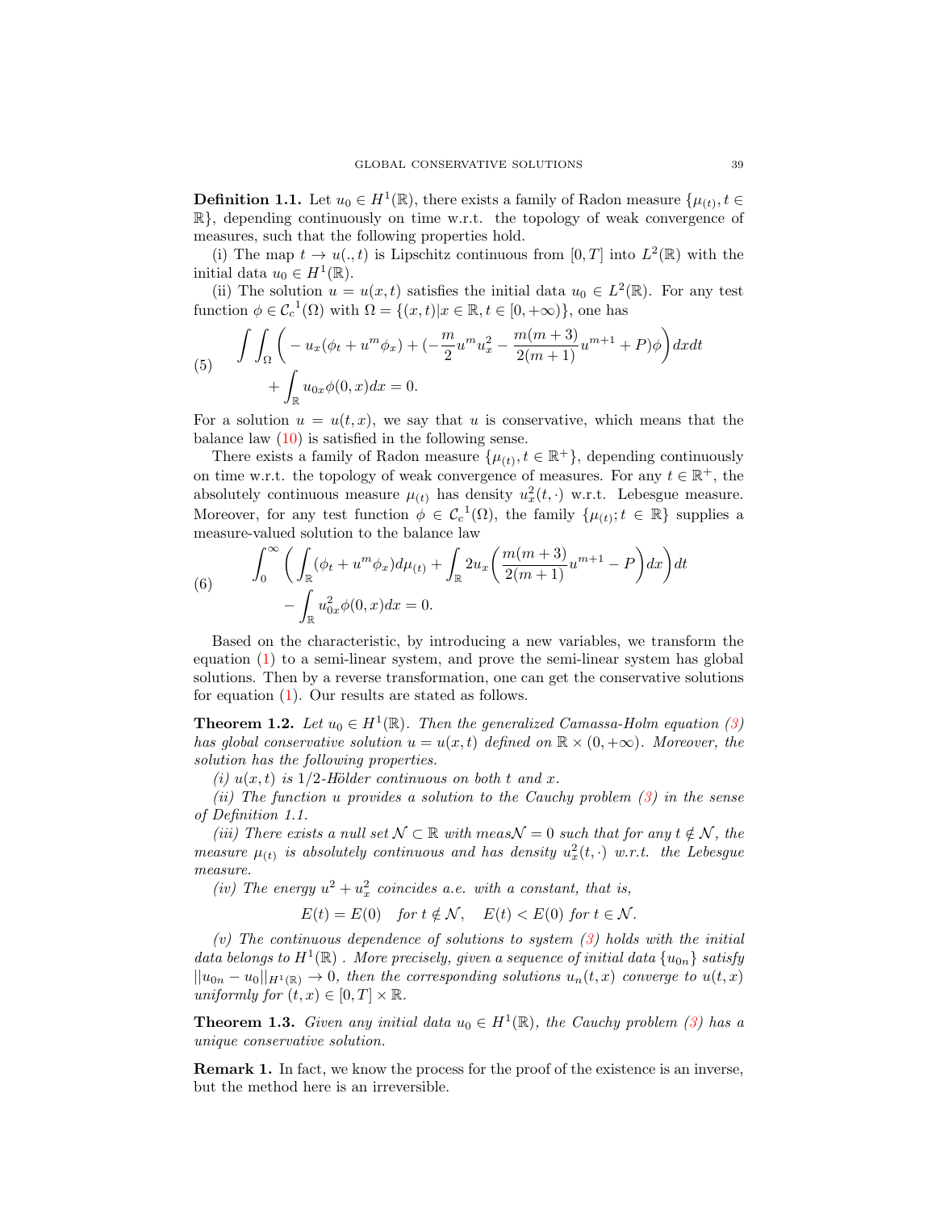**Definition 1.1.** Let $u_0 \in H^1(\mathbb{R})$, there exists a family of Radon measure $\{\mu_{(t)}, t \in \mathbb{R}\}$, depending continuously on time w.r.t. the topology of weak convergence of measures, such that the following properties hold.

(i) The map $t \to u(.,t)$ is Lipschitz continuous from $[0,T]$ into $L^2(\mathbb{R})$ with the initial data $u_0 \in H^1(\mathbb{R})$.

(ii) The solution $u = u(x,t)$ satisfies the initial data $u_0 \in L^2(\mathbb{R})$. For any test function $\phi \in \mathcal{C}_c{}^1(\Omega)$ with $\Omega = \{(x,t)|x \in \mathbb{R}, t \in [0,+\infty)\}$, one has

$$
\begin{aligned}
(5) \qquad & \int\int_\Omega \bigg( -u_x(\phi_t + u^m\phi_x) + (-\frac{m}{2}u^m u_x^2 - \frac{m(m+3)}{2(m+1)}u^{m+1} + P)\phi \bigg) dxdt \\
& \quad + \int_{\mathbb{R}} u_{0x}\phi(0,x)dx = 0.
\end{aligned}
$$

For a solution $u = u(t,x)$, we say that $u$ is conservative, which means that the balance law (10) is satisfied in the following sense.

There exists a family of Radon measure $\{\mu_{(t)}, t \in \mathbb{R}^+\}$, depending continuously on time w.r.t. the topology of weak convergence of measures. For any $t \in \mathbb{R}^+$, the absolutely continuous measure $\mu_{(t)}$ has density $u_x^2(t,\cdot)$ w.r.t. Lebesgue measure. Moreover, for any test function $\phi \in \mathcal{C}_c{}^1(\Omega)$, the family $\{\mu_{(t)}; t \in \mathbb{R}\}$ supplies a measure-valued solution to the balance law

$$
\begin{aligned}
(6) \qquad & \int_0^\infty \bigg( \int_{\mathbb{R}} (\phi_t + u^m\phi_x)d\mu_{(t)} + \int_{\mathbb{R}} 2u_x \bigg( \frac{m(m+3)}{2(m+1)}u^{m+1} - P \bigg) dx \bigg) dt \\
& \quad - \int_{\mathbb{R}} u_{0x}^2 \phi(0,x)dx = 0.
\end{aligned}
$$

Based on the characteristic, by introducing a new variables, we transform the equation (1) to a semi-linear system, and prove the semi-linear system has global solutions. Then by a reverse transformation, one can get the conservative solutions for equation (1). Our results are stated as follows.

**Theorem 1.2.** *Let $u_0 \in H^1(\mathbb{R})$. Then the generalized Camassa-Holm equation (3) has global conservative solution $u = u(x,t)$ defined on $\mathbb{R} \times (0,+\infty)$. Moreover, the solution has the following properties.*

*(i) $u(x,t)$ is 1/2-Hölder continuous on both $t$ and $x$.*

*(ii) The function $u$ provides a solution to the Cauchy problem (3) in the sense of Definition 1.1.*

*(iii) There exists a null set $\mathcal{N} \subset \mathbb{R}$ with meas$\mathcal{N} = 0$ such that for any $t \notin \mathcal{N}$, the measure $\mu_{(t)}$ is absolutely continuous and has density $u_x^2(t,\cdot)$ w.r.t. the Lebesgue measure.*

*(iv) The energy $u^2 + u_x^2$ coincides a.e. with a constant, that is,*

$$
E(t) = E(0) \quad \text{for } t \notin \mathcal{N}, \quad E(t) < E(0) \text{ for } t \in \mathcal{N}.
$$

*(v) The continuous dependence of solutions to system (3) holds with the initial data belongs to $H^1(\mathbb{R})$ . More precisely, given a sequence of initial data $\{u_{0n}\}$ satisfy $||u_{0n} - u_0||_{H^1(\mathbb{R})} \to 0$, then the corresponding solutions $u_n(t,x)$ converge to $u(t,x)$ uniformly for $(t,x) \in [0,T] \times \mathbb{R}$.*

**Theorem 1.3.** *Given any initial data $u_0 \in H^1(\mathbb{R})$, the Cauchy problem (3) has a unique conservative solution.*

**Remark 1.** In fact, we know the process for the proof of the existence is an inverse, but the method here is an irreversible.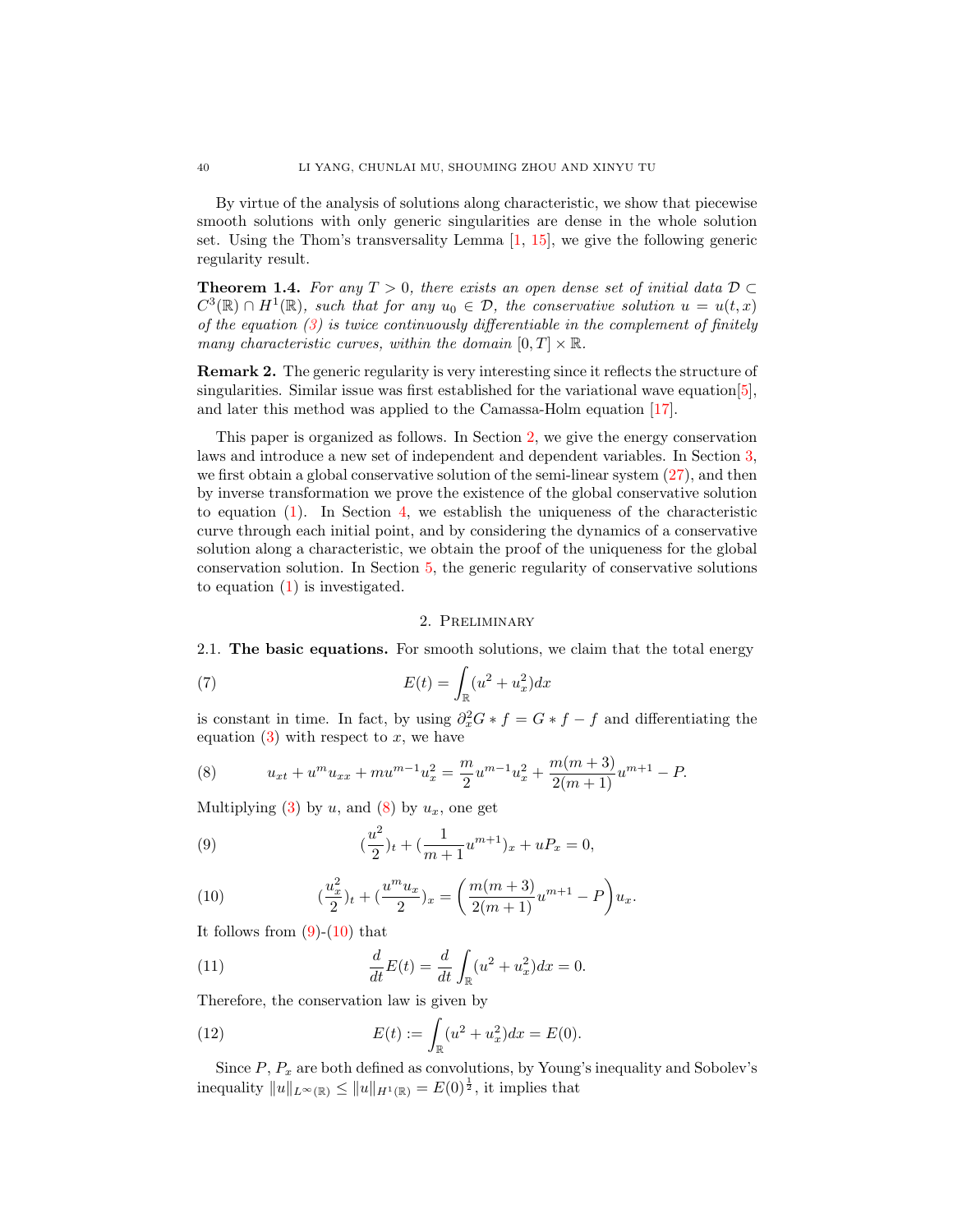By virtue of the analysis of solutions along characteristic, we show that piecewise smooth solutions with only generic singularities are dense in the whole solution set. Using the Thom's transversality Lemma [1, 15], we give the following generic regularity result.

**Theorem 1.4.** *For any $T > 0$, there exists an open dense set of initial data $\mathcal{D} \subset C^3(\mathbb{R}) \cap H^1(\mathbb{R})$, such that for any $u_0 \in \mathcal{D}$, the conservative solution $u = u(t,x)$ of the equation (3) is twice continuously differentiable in the complement of finitely many characteristic curves, within the domain $[0,T] \times \mathbb{R}$.*

**Remark 2.** The generic regularity is very interesting since it reflects the structure of singularities. Similar issue was first established for the variational wave equation[5], and later this method was applied to the Camassa-Holm equation [17].

This paper is organized as follows. In Section 2, we give the energy conservation laws and introduce a new set of independent and dependent variables. In Section 3, we first obtain a global conservative solution of the semi-linear system (27), and then by inverse transformation we prove the existence of the global conservative solution to equation (1). In Section 4, we establish the uniqueness of the characteristic curve through each initial point, and by considering the dynamics of a conservative solution along a characteristic, we obtain the proof of the uniqueness for the global conservation solution. In Section 5, the generic regularity of conservative solutions to equation (1) is investigated.

## 2. Preliminary

**2.1. The basic equations.** For smooth solutions, we claim that the total energy

$$E(t) = \int_{\mathbb{R}} (u^2 + u_x^2) dx \tag{7}$$

is constant in time. In fact, by using $\partial_x^2 G * f = G * f - f$ and differentiating the equation (3) with respect to $x$, we have

$$u_{xt} + u^m u_{xx} + m u^{m-1} u_x^2 = \frac{m}{2} u^{m-1} u_x^2 + \frac{m(m+3)}{2(m+1)} u^{m+1} - P. \tag{8}$$

Multiplying (3) by $u$, and (8) by $u_x$, one get

$$(\frac{u^2}{2})_t + (\frac{1}{m+1} u^{m+1})_x + u P_x = 0, \tag{9}$$

$$(\frac{u_x^2}{2})_t + (\frac{u^m u_x}{2})_x = \left( \frac{m(m+3)}{2(m+1)} u^{m+1} - P \right) u_x. \tag{10}$$

It follows from (9)-(10) that

$$\frac{d}{dt} E(t) = \frac{d}{dt} \int_{\mathbb{R}} (u^2 + u_x^2) dx = 0. \tag{11}$$

Therefore, the conservation law is given by

$$E(t) := \int_{\mathbb{R}} (u^2 + u_x^2) dx = E(0). \tag{12}$$

Since $P$, $P_x$ are both defined as convolutions, by Young's inequality and Sobolev's inequality $\|u\|_{L^\infty(\mathbb{R})} \leq \|u\|_{H^1(\mathbb{R})} = E(0)^{\frac{1}{2}}$, it implies that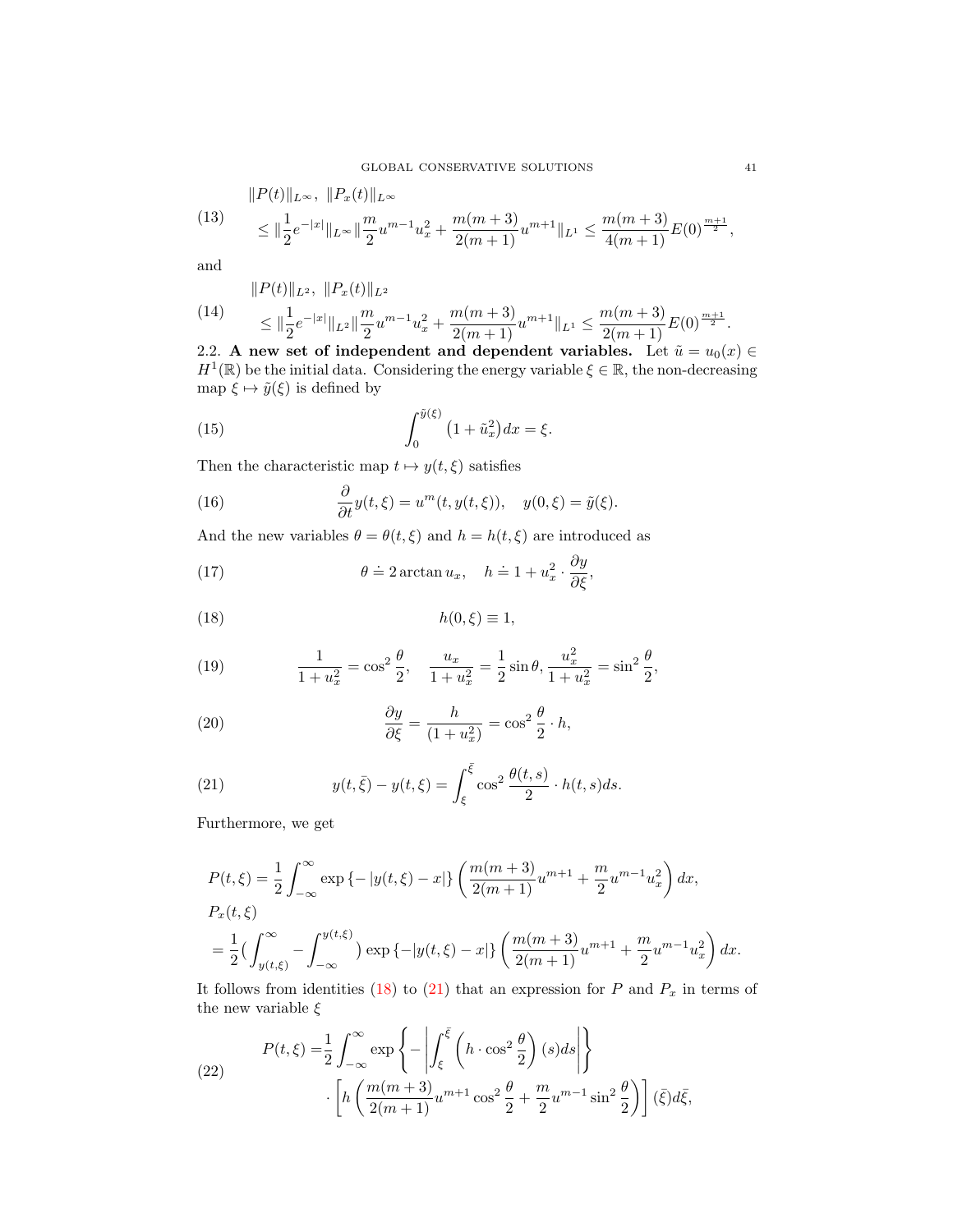$$
\begin{aligned}
&\|P(t)\|_{L^\infty},\ \|P_x(t)\|_{L^\infty} \\
&\le \|\frac{1}{2}e^{-|x|}\|_{L^\infty}\|\frac{m}{2}u^{m-1}u_x^2+\frac{m(m+3)}{2(m+1)}u^{m+1}\|_{L^1}\le \frac{m(m+3)}{4(m+1)}E(0)^{\frac{m+1}{2}},
\end{aligned}
\tag{13}
$$

and

$$
\begin{aligned}
&\|P(t)\|_{L^2},\ \|P_x(t)\|_{L^2} \\
&\le \|\frac{1}{2}e^{-|x|}\|_{L^2}\|\frac{m}{2}u^{m-1}u_x^2+\frac{m(m+3)}{2(m+1)}u^{m+1}\|_{L^1}\le \frac{m(m+3)}{2(m+1)}E(0)^{\frac{m+1}{2}}.
\end{aligned}
\tag{14}
$$

2.2. **A new set of independent and dependent variables.** Let $\tilde{u}=u_0(x)\in H^1(\mathbb{R})$ be the initial data. Considering the energy variable $\xi\in\mathbb{R}$, the non-decreasing map $\xi\mapsto\tilde{y}(\xi)$ is defined by

$$
\int_0^{\tilde{y}(\xi)}\big(1+\tilde{u}_x^2\big)dx=\xi. \tag{15}
$$

Then the characteristic map $t\mapsto y(t,\xi)$ satisfies

$$
\frac{\partial}{\partial t}y(t,\xi)=u^m(t,y(t,\xi)),\quad y(0,\xi)=\tilde{y}(\xi). \tag{16}
$$

And the new variables $\theta=\theta(t,\xi)$ and $h=h(t,\xi)$ are introduced as

$$
\theta\doteq 2\arctan u_x,\quad h\doteq 1+u_x^2\cdot\frac{\partial y}{\partial\xi}, \tag{17}
$$

$$
h(0,\xi)\equiv 1, \tag{18}
$$

$$
\frac{1}{1+u_x^2}=\cos^2\frac{\theta}{2},\quad \frac{u_x}{1+u_x^2}=\frac{1}{2}\sin\theta,\ \frac{u_x^2}{1+u_x^2}=\sin^2\frac{\theta}{2}, \tag{19}
$$

$$
\frac{\partial y}{\partial\xi}=\frac{h}{(1+u_x^2)}=\cos^2\frac{\theta}{2}\cdot h, \tag{20}
$$

$$
y(t,\bar{\xi})-y(t,\xi)=\int_\xi^{\bar{\xi}}\cos^2\frac{\theta(t,s)}{2}\cdot h(t,s)ds. \tag{21}
$$

Furthermore, we get

$$
\begin{aligned}
&P(t,\xi)=\frac{1}{2}\int_{-\infty}^{\infty}\exp\{-|y(t,\xi)-x|\}\left(\frac{m(m+3)}{2(m+1)}u^{m+1}+\frac{m}{2}u^{m-1}u_x^2\right)dx,\\
&P_x(t,\xi)\\
&=\frac{1}{2}\Big(\int_{y(t,\xi)}^{\infty}-\int_{-\infty}^{y(t,\xi)}\Big)\exp\{-|y(t,\xi)-x|\}\left(\frac{m(m+3)}{2(m+1)}u^{m+1}+\frac{m}{2}u^{m-1}u_x^2\right)dx.
\end{aligned}
$$

It follows from identities (18) to (21) that an expression for $P$ and $P_x$ in terms of the new variable $\xi$

$$
\begin{aligned}
P(t,\xi)=&\frac{1}{2}\int_{-\infty}^{\infty}\exp\left\{-\left|\int_\xi^{\bar{\xi}}\left(h\cdot\cos^2\frac{\theta}{2}\right)(s)ds\right|\right\}\\
&\cdot\left[h\left(\frac{m(m+3)}{2(m+1)}u^{m+1}\cos^2\frac{\theta}{2}+\frac{m}{2}u^{m-1}\sin^2\frac{\theta}{2}\right)\right](\bar{\xi})d\bar{\xi},
\end{aligned}
\tag{22}
$$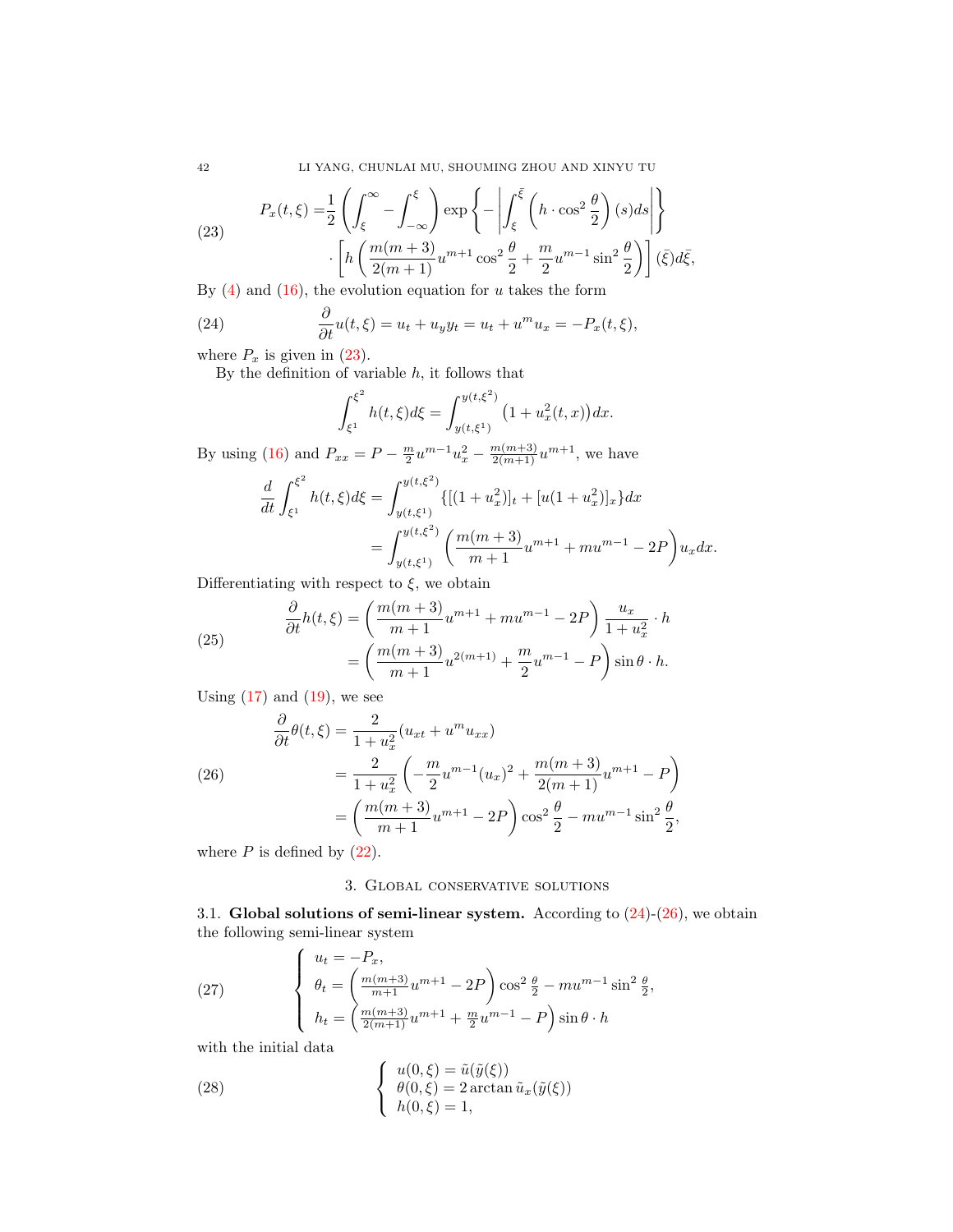$$
\begin{aligned}
P_x(t,\xi) =& \frac{1}{2}\left(\int_{\xi}^{\infty} - \int_{-\infty}^{\xi}\right) \exp\left\{-\left|\int_{\xi}^{\bar{\xi}} \left(h \cdot \cos^2\frac{\theta}{2}\right)(s)ds\right|\right\} \\
&\cdot \left[h\left(\frac{m(m+3)}{2(m+1)}u^{m+1}\cos^2\frac{\theta}{2} + \frac{m}{2}u^{m-1}\sin^2\frac{\theta}{2}\right)\right](\bar{\xi})d\bar{\xi},
\end{aligned}
\tag{23}
$$

By (4) and (16), the evolution equation for $u$ takes the form

$$
\frac{\partial}{\partial t}u(t,\xi) = u_t + u_y y_t = u_t + u^m u_x = -P_x(t,\xi), \tag{24}
$$

where $P_x$ is given in (23).

By the definition of variable $h$, it follows that

$$
\int_{\xi^1}^{\xi^2} h(t,\xi)d\xi = \int_{y(t,\xi^1)}^{y(t,\xi^2)} \big(1 + u_x^2(t,x)\big)dx.
$$

By using (16) and $P_{xx} = P - \frac{m}{2}u^{m-1}u_x^2 - \frac{m(m+3)}{2(m+1)}u^{m+1}$, we have

$$
\begin{aligned}
\frac{d}{dt}\int_{\xi^1}^{\xi^2} h(t,\xi)d\xi &= \int_{y(t,\xi^1)}^{y(t,\xi^2)} \{[(1+u_x^2)]_t + [u(1+u_x^2)]_x\}dx \\
&= \int_{y(t,\xi^1)}^{y(t,\xi^2)} \left(\frac{m(m+3)}{m+1}u^{m+1} + mu^{m-1} - 2P\right)u_x dx.
\end{aligned}
$$

Differentiating with respect to $\xi$, we obtain

$$
\begin{aligned}
\frac{\partial}{\partial t}h(t,\xi) &= \left(\frac{m(m+3)}{m+1}u^{m+1} + mu^{m-1} - 2P\right)\frac{u_x}{1+u_x^2}\cdot h \\
&= \left(\frac{m(m+3)}{m+1}u^{2(m+1)} + \frac{m}{2}u^{m-1} - P\right)\sin\theta \cdot h.
\end{aligned}
\tag{25}
$$

Using (17) and (19), we see

$$
\begin{aligned}
\frac{\partial}{\partial t}\theta(t,\xi) &= \frac{2}{1+u_x^2}(u_{xt} + u^m u_{xx}) \\
&= \frac{2}{1+u_x^2}\left(-\frac{m}{2}u^{m-1}(u_x)^2 + \frac{m(m+3)}{2(m+1)}u^{m+1} - P\right) \\
&= \left(\frac{m(m+3)}{m+1}u^{m+1} - 2P\right)\cos^2\frac{\theta}{2} - mu^{m-1}\sin^2\frac{\theta}{2},
\end{aligned}
\tag{26}
$$

where $P$ is defined by (22).

## 3. Global conservative solutions

**3.1. Global solutions of semi-linear system.** According to (24)-(26), we obtain the following semi-linear system

$$
\left\{
\begin{array}{l}
u_t = -P_x, \\
\theta_t = \left(\frac{m(m+3)}{m+1}u^{m+1} - 2P\right)\cos^2\frac{\theta}{2} - mu^{m-1}\sin^2\frac{\theta}{2}, \\
h_t = \left(\frac{m(m+3)}{2(m+1)}u^{m+1} + \frac{m}{2}u^{m-1} - P\right)\sin\theta \cdot h
\end{array}
\right.
\tag{27}
$$

with the initial data

$$
\left\{
\begin{array}{l}
u(0,\xi) = \tilde{u}(\tilde{y}(\xi)) \\
\theta(0,\xi) = 2\arctan\tilde{u}_x(\tilde{y}(\xi)) \\
h(0,\xi) = 1,
\end{array}
\right.
\tag{28}
$$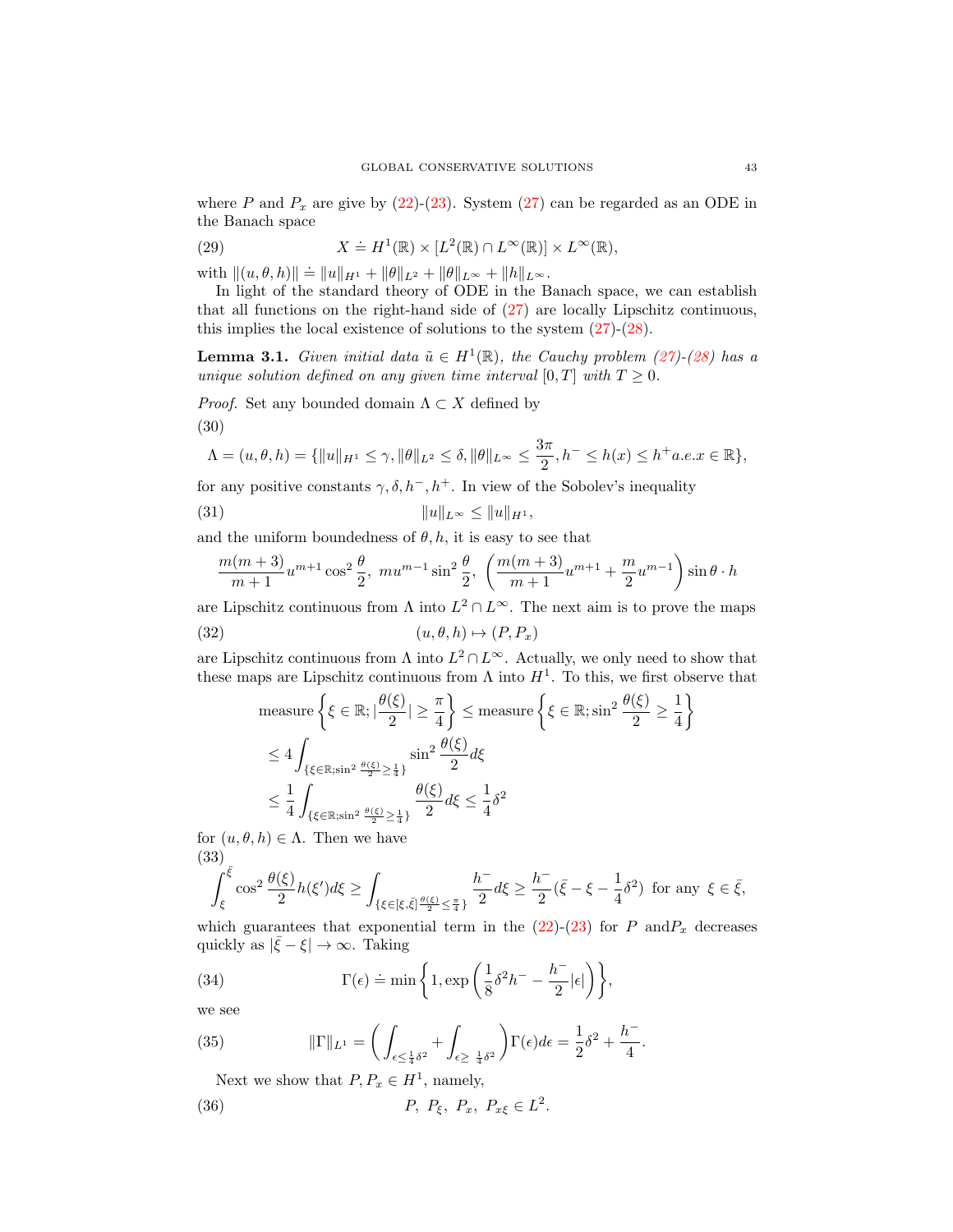where $P$ and $P_x$ are give by (22)-(23). System (27) can be regarded as an ODE in the Banach space

$$X \doteq H^1(\mathbb{R}) \times [L^2(\mathbb{R}) \cap L^\infty(\mathbb{R})] \times L^\infty(\mathbb{R}), \tag{29}$$

with $\|(u,\theta,h)\| \doteq \|u\|_{H^1} + \|\theta\|_{L^2} + \|\theta\|_{L^\infty} + \|h\|_{L^\infty}$.

In light of the standard theory of ODE in the Banach space, we can establish that all functions on the right-hand side of (27) are locally Lipschitz continuous, this implies the local existence of solutions to the system (27)-(28).

**Lemma 3.1.** *Given initial data $\tilde{u} \in H^1(\mathbb{R})$, the Cauchy problem (27)-(28) has a unique solution defined on any given time interval $[0,T]$ with $T \geq 0$.*

*Proof.* Set any bounded domain $\Lambda \subset X$ defined by

$$\Lambda = (u,\theta,h) = \{\|u\|_{H^1} \leq \gamma, \|\theta\|_{L^2} \leq \delta, \|\theta\|_{L^\infty} \leq \frac{3\pi}{2}, h^- \leq h(x) \leq h^+ a.e. x \in \mathbb{R}\}, \tag{30}$$

for any positive constants $\gamma, \delta, h^-, h^+$. In view of the Sobolev's inequality

$$\|u\|_{L^\infty} \leq \|u\|_{H^1}, \tag{31}$$

and the uniform boundedness of $\theta, h$, it is easy to see that

$$\frac{m(m+3)}{m+1}u^{m+1}\cos^2\frac{\theta}{2},\ mu^{m-1}\sin^2\frac{\theta}{2},\ \left(\frac{m(m+3)}{m+1}u^{m+1} + \frac{m}{2}u^{m-1}\right)\sin\theta \cdot h$$

are Lipschitz continuous from $\Lambda$ into $L^2 \cap L^\infty$. The next aim is to prove the maps

$$(u,\theta,h) \mapsto (P, P_x) \tag{32}$$

are Lipschitz continuous from $\Lambda$ into $L^2 \cap L^\infty$. Actually, we only need to show that these maps are Lipschitz continuous from $\Lambda$ into $H^1$. To this, we first observe that

$$\begin{aligned}
&\text{measure}\left\{\xi \in \mathbb{R}; |\frac{\theta(\xi)}{2}| \geq \frac{\pi}{4}\right\} \leq \text{measure}\left\{\xi \in \mathbb{R}; \sin^2\frac{\theta(\xi)}{2} \geq \frac{1}{4}\right\} \\
&\leq 4\int_{\{\xi \in \mathbb{R}; \sin^2\frac{\theta(\xi)}{2} \geq \frac{1}{4}\}} \sin^2\frac{\theta(\xi)}{2} d\xi \\
&\leq \frac{1}{4}\int_{\{\xi \in \mathbb{R}; \sin^2\frac{\theta(\xi)}{2} \geq \frac{1}{4}\}} \frac{\theta(\xi)}{2} d\xi \leq \frac{1}{4}\delta^2
\end{aligned}$$

for $(u,\theta,h) \in \Lambda$. Then we have

$$\int_{\xi}^{\bar{\xi}} \cos^2\frac{\theta(\xi)}{2}h(\xi')d\xi \geq \int_{\{\xi \in [\xi,\bar{\xi}]\frac{\theta(\xi)}{2} \leq \frac{\pi}{4}\}} \frac{h^-}{2}d\xi \geq \frac{h^-}{2}(\bar{\xi} - \xi - \frac{1}{4}\delta^2) \text{ for any } \xi \in \bar{\xi}, \tag{33}$$

which guarantees that exponential term in the (22)-(23) for $P$ and$P_x$ decreases quickly as $|\bar{\xi} - \xi| \to \infty$. Taking

$$\Gamma(\epsilon) \doteq \min\left\{1, \exp\left(\frac{1}{8}\delta^2 h^- - \frac{h^-}{2}|\epsilon|\right)\right\}, \tag{34}$$

we see

$$\|\Gamma\|_{L^1} = \left(\int_{\epsilon \leq \frac{1}{4}\delta^2} + \int_{\epsilon \geq \frac{1}{4}\delta^2}\right)\Gamma(\epsilon)d\epsilon = \frac{1}{2}\delta^2 + \frac{h^-}{4}. \tag{35}$$

Next we show that $P, P_x \in H^1$, namely,

$$P,\ P_\xi,\ P_x,\ P_{x\xi} \in L^2. \tag{36}$$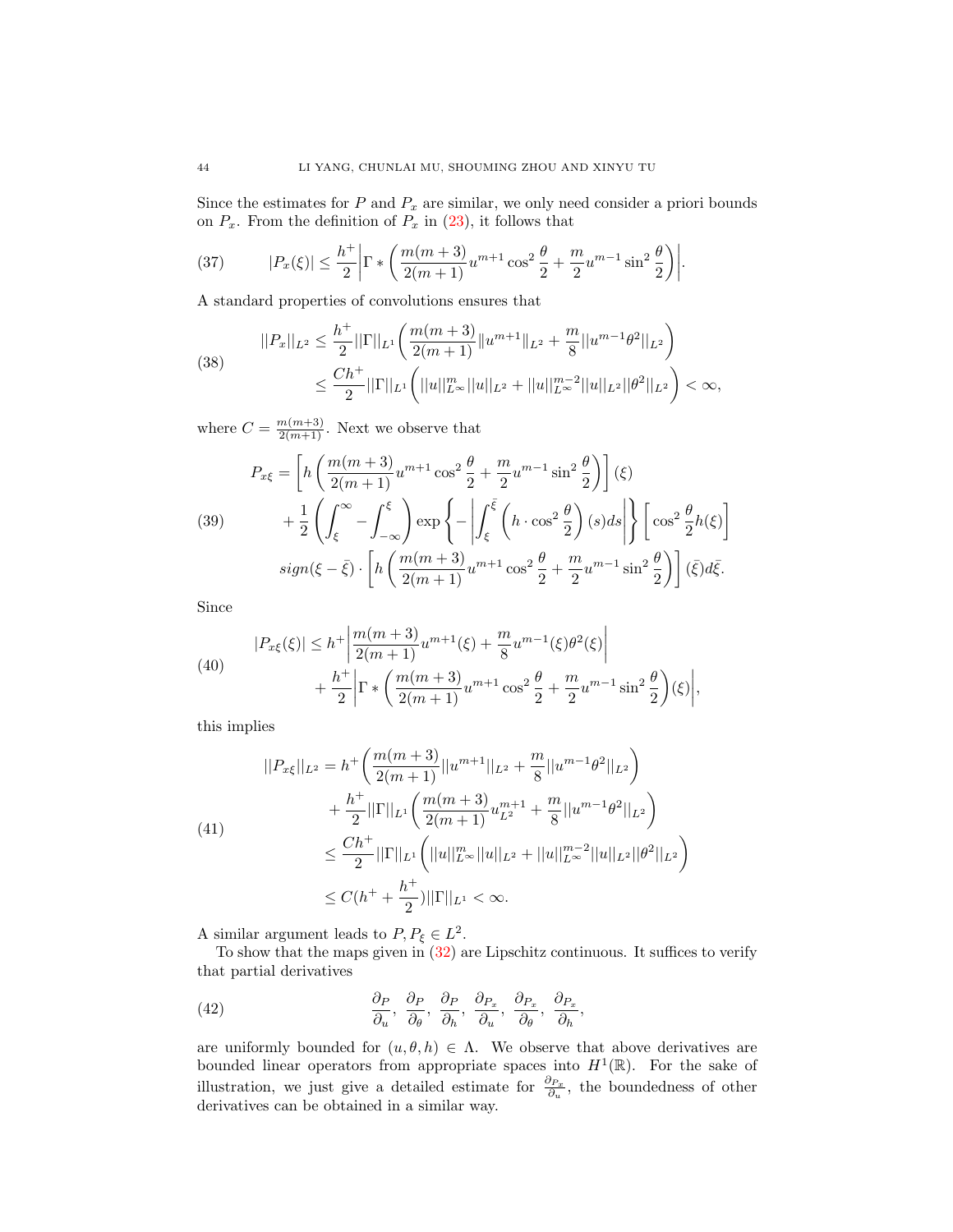Since the estimates for $P$ and $P_x$ are similar, we only need consider a priori bounds on $P_x$. From the definition of $P_x$ in (23), it follows that

$$|P_x(\xi)| \le \frac{h^+}{2}\bigg|\Gamma * \left(\frac{m(m+3)}{2(m+1)}u^{m+1}\cos^2\frac{\theta}{2} + \frac{m}{2}u^{m-1}\sin^2\frac{\theta}{2}\right)\bigg|. \tag{37}$$

A standard properties of convolutions ensures that

$$\begin{aligned} ||P_x||_{L^2} &\le \frac{h^+}{2}||\Gamma||_{L^1}\left(\frac{m(m+3)}{2(m+1)}\|u^{m+1}\|_{L^2} + \frac{m}{8}||u^{m-1}\theta^2||_{L^2}\right) \\ &\le \frac{Ch^+}{2}||\Gamma||_{L^1}\left(||u||^m_{L^\infty}||u||_{L^2} + ||u||^{m-2}_{L^\infty}||u||_{L^2}||\theta^2||_{L^2}\right) < \infty, \end{aligned} \tag{38}$$

where $C = \frac{m(m+3)}{2(m+1)}$. Next we observe that

$$\begin{aligned} P_{x\xi} &= \left[h\left(\frac{m(m+3)}{2(m+1)}u^{m+1}\cos^2\frac{\theta}{2} + \frac{m}{2}u^{m-1}\sin^2\frac{\theta}{2}\right)\right](\xi) \\ &+ \frac{1}{2}\left(\int_\xi^\infty - \int_{-\infty}^\xi\right)\exp\left\{-\left|\int_\xi^{\bar{\xi}}\left(h\cdot\cos^2\frac{\theta}{2}\right)(s)ds\right|\right\}\left[\cos^2\frac{\theta}{2}h(\xi)\right] \\ &\quad sign(\xi-\bar{\xi})\cdot\left[h\left(\frac{m(m+3)}{2(m+1)}u^{m+1}\cos^2\frac{\theta}{2} + \frac{m}{2}u^{m-1}\sin^2\frac{\theta}{2}\right)\right](\bar{\xi})d\bar{\xi}. \end{aligned} \tag{39}$$

Since

$$\begin{aligned} |P_{x\xi}(\xi)| &\le h^+\bigg|\frac{m(m+3)}{2(m+1)}u^{m+1}(\xi) + \frac{m}{8}u^{m-1}(\xi)\theta^2(\xi)\bigg| \\ &\quad + \frac{h^+}{2}\bigg|\Gamma * \left(\frac{m(m+3)}{2(m+1)}u^{m+1}\cos^2\frac{\theta}{2} + \frac{m}{2}u^{m-1}\sin^2\frac{\theta}{2}\right)(\xi)\bigg|, \end{aligned} \tag{40}$$

this implies

$$\begin{aligned} ||P_{x\xi}||_{L^2} &= h^+\left(\frac{m(m+3)}{2(m+1)}||u^{m+1}||_{L^2} + \frac{m}{8}||u^{m-1}\theta^2||_{L^2}\right) \\ &\quad + \frac{h^+}{2}||\Gamma||_{L^1}\left(\frac{m(m+3)}{2(m+1)}u^{m+1}_{L^2} + \frac{m}{8}||u^{m-1}\theta^2||_{L^2}\right) \\ &\le \frac{Ch^+}{2}||\Gamma||_{L^1}\left(||u||^m_{L^\infty}||u||_{L^2} + ||u||^{m-2}_{L^\infty}||u||_{L^2}||\theta^2||_{L^2}\right) \\ &\le C(h^+ + \frac{h^+}{2})||\Gamma||_{L^1} < \infty. \end{aligned} \tag{41}$$

A similar argument leads to $P, P_\xi \in L^2$.

To show that the maps given in (32) are Lipschitz continuous. It suffices to verify that partial derivatives

$$\frac{\partial_P}{\partial_u},\ \frac{\partial_P}{\partial_\theta},\ \frac{\partial_P}{\partial_h},\ \frac{\partial_{P_x}}{\partial_u},\ \frac{\partial_{P_x}}{\partial_\theta},\ \frac{\partial_{P_x}}{\partial_h}, \tag{42}$$

are uniformly bounded for $(u, \theta, h) \in \Lambda$. We observe that above derivatives are bounded linear operators from appropriate spaces into $H^1(\mathbb{R})$. For the sake of illustration, we just give a detailed estimate for $\frac{\partial_{P_x}}{\partial_u}$, the boundedness of other derivatives can be obtained in a similar way.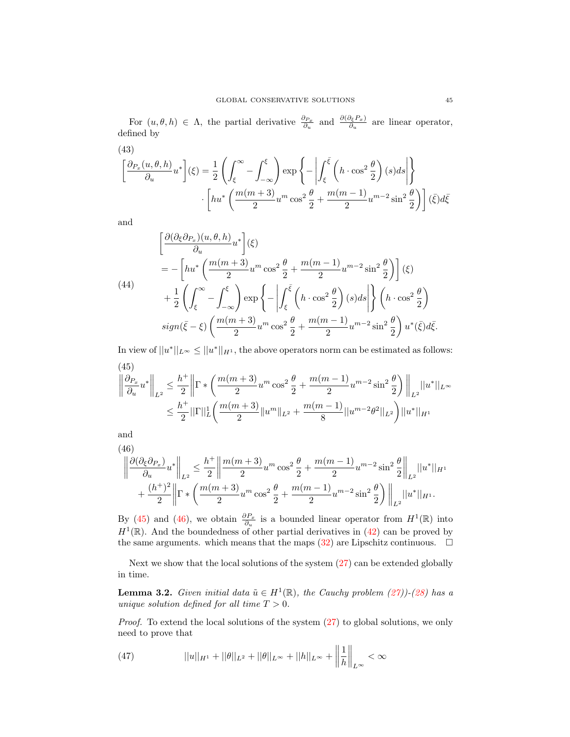For $(u,\theta,h)\in\Lambda$, the partial derivative $\frac{\partial_{P_x}}{\partial_u}$ and $\frac{\partial(\partial_\xi P_x)}{\partial_u}$ are linear operator, defined by

(43)
$$
\begin{aligned}
\left[\frac{\partial_{P_x}(u,\theta,h)}{\partial_u}u^*\right](\xi) &= \frac{1}{2}\left(\int_\xi^\infty - \int_{-\infty}^\xi\right)\exp\left\{-\left|\int_\xi^{\bar{\xi}}\left(h\cdot\cos^2\frac{\theta}{2}\right)(s)ds\right|\right\}\\
&\quad\cdot\left[hu^*\left(\frac{m(m+3)}{2}u^m\cos^2\frac{\theta}{2}+\frac{m(m-1)}{2}u^{m-2}\sin^2\frac{\theta}{2}\right)\right](\bar{\xi})d\bar{\xi}
\end{aligned}
$$

and

(44)
$$
\begin{aligned}
&\left[\frac{\partial(\partial_\xi\partial_{P_x})(u,\theta,h)}{\partial_u}u^*\right](\xi)\\
&= -\left[hu^*\left(\frac{m(m+3)}{2}u^m\cos^2\frac{\theta}{2}+\frac{m(m-1)}{2}u^{m-2}\sin^2\frac{\theta}{2}\right)\right](\xi)\\
&\quad+\frac{1}{2}\left(\int_\xi^\infty - \int_{-\infty}^\xi\right)\exp\left\{-\left|\int_\xi^{\bar{\xi}}\left(h\cdot\cos^2\frac{\theta}{2}\right)(s)ds\right|\right\}\left(h\cdot\cos^2\frac{\theta}{2}\right)\\
&\quad sign(\bar{\xi}-\xi)\left(\frac{m(m+3)}{2}u^m\cos^2\frac{\theta}{2}+\frac{m(m-1)}{2}u^{m-2}\sin^2\frac{\theta}{2}\right)u^*(\bar{\xi})d\bar{\xi}.
\end{aligned}
$$

In view of $||u^*||_{L^\infty}\le||u^*||_{H^1}$, the above operators norm can be estimated as follows:

(45)
$$
\begin{aligned}
\left\|\frac{\partial_{P_x}}{\partial_u}u^*\right\|_{L^2} &\le \frac{h^+}{2}\left\|\Gamma*\left(\frac{m(m+3)}{2}u^m\cos^2\frac{\theta}{2}+\frac{m(m-1)}{2}u^{m-2}\sin^2\frac{\theta}{2}\right)\right\|_{L^2}||u^*||_{L^\infty}\\
&\le \frac{h^+}{2}||\Gamma||_L^1\left(\frac{m(m+3)}{2}\|u^m\|_{L^2}+\frac{m(m-1)}{8}||u^{m-2}\theta^2||_{L^2}\right)||u^*||_{H^1}
\end{aligned}
$$

and

(46)
$$
\begin{aligned}
\left\|\frac{\partial(\partial_\xi\partial_{P_x})}{\partial_u}u^*\right\|_{L^2} &\le \frac{h^+}{2}\left\|\frac{m(m+3)}{2}u^m\cos^2\frac{\theta}{2}+\frac{m(m-1)}{2}u^{m-2}\sin^2\frac{\theta}{2}\right\|_{L^2}||u^*||_{H^1}\\
&\quad+\frac{(h^+)^2}{2}\left\|\Gamma*\left(\frac{m(m+3)}{2}u^m\cos^2\frac{\theta}{2}+\frac{m(m-1)}{2}u^{m-2}\sin^2\frac{\theta}{2}\right)\right\|_{L^2}||u^*||_{H^1}.
\end{aligned}
$$

By (45) and (46), we obtain $\frac{\partial_{P_x}}{\partial_u}$ is a bounded linear operator from $H^1(\mathbb{R})$ into $H^1(\mathbb{R})$. And the boundedness of other partial derivatives in (42) can be proved by the same arguments. which means that the maps (32) are Lipschitz continuous. $\square$

Next we show that the local solutions of the system (27) can be extended globally in time.

**Lemma 3.2.** *Given initial data $\tilde{u}\in H^1(\mathbb{R})$, the Cauchy problem (27))-(28) has a unique solution defined for all time $T>0$.*

*Proof.* To extend the local solutions of the system (27) to global solutions, we only need to prove that

(47)
$$
||u||_{H^1}+||\theta||_{L^2}+||\theta||_{L^\infty}+||h||_{L^\infty}+\left\|\frac{1}{h}\right\|_{L^\infty}<\infty
$$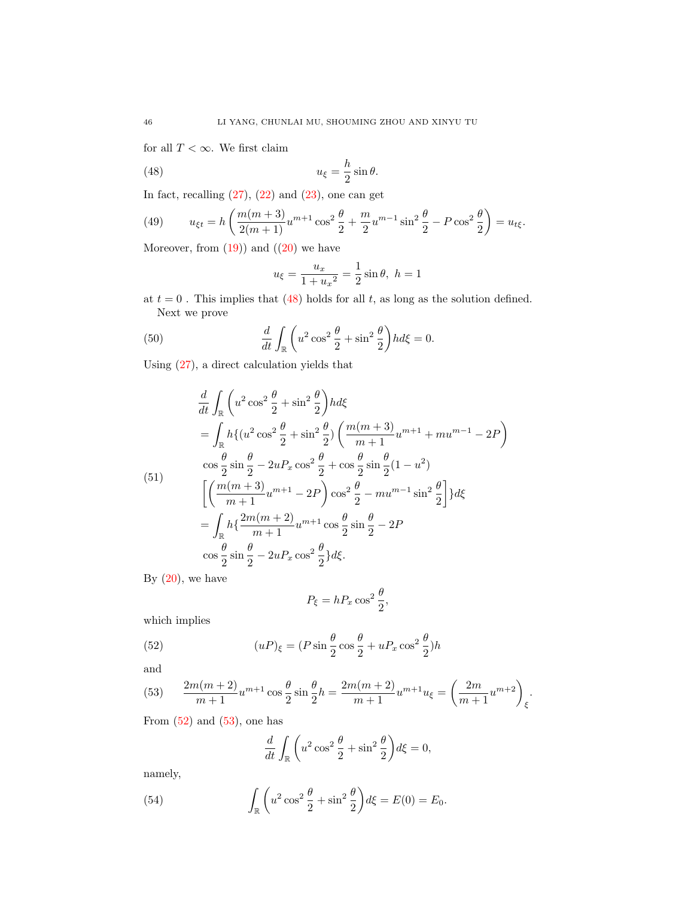for all $T < \infty$. We first claim

$$u_\xi = \frac{h}{2}\sin\theta. \tag{48}$$

In fact, recalling (27), (22) and (23), one can get

$$u_{\xi t} = h\left(\frac{m(m+3)}{2(m+1)}u^{m+1}\cos^2\frac{\theta}{2} + \frac{m}{2}u^{m-1}\sin^2\frac{\theta}{2} - P\cos^2\frac{\theta}{2}\right) = u_{t\xi}. \tag{49}$$

Moreover, from (19)) and ((20) we have

$$u_\xi = \frac{u_x}{1+{u_x}^2} = \frac{1}{2}\sin\theta,\ h=1$$

at $t=0$ . This implies that (48) holds for all $t$, as long as the solution defined.

Next we prove

$$\frac{d}{dt}\int_{\mathbb{R}}\left(u^2\cos^2\frac{\theta}{2} + \sin^2\frac{\theta}{2}\right)hd\xi = 0. \tag{50}$$

Using (27), a direct calculation yields that

$$
\begin{aligned}
&\frac{d}{dt}\int_{\mathbb{R}}\left(u^2\cos^2\frac{\theta}{2} + \sin^2\frac{\theta}{2}\right)hd\xi \\
&= \int_{\mathbb{R}} h\{(u^2\cos^2\frac{\theta}{2} + \sin^2\frac{\theta}{2})\left(\frac{m(m+3)}{m+1}u^{m+1} + mu^{m-1} - 2P\right) \\
&\cos\frac{\theta}{2}\sin\frac{\theta}{2} - 2uP_x\cos^2\frac{\theta}{2} + \cos\frac{\theta}{2}\sin\frac{\theta}{2}(1-u^2) \\
&\left[\left(\frac{m(m+3)}{m+1}u^{m+1} - 2P\right)\cos^2\frac{\theta}{2} - mu^{m-1}\sin^2\frac{\theta}{2}\right]\}d\xi \\
&= \int_{\mathbb{R}} h\{\frac{2m(m+2)}{m+1}u^{m+1}\cos\frac{\theta}{2}\sin\frac{\theta}{2} - 2P \\
&\cos\frac{\theta}{2}\sin\frac{\theta}{2} - 2uP_x\cos^2\frac{\theta}{2}\}d\xi.
\end{aligned}
\tag{51}
$$

By (20), we have

$$P_\xi = hP_x\cos^2\frac{\theta}{2},$$

which implies

$$(uP)_\xi = (P\sin\frac{\theta}{2}\cos\frac{\theta}{2} + uP_x\cos^2\frac{\theta}{2})h \tag{52}$$

and

$$\frac{2m(m+2)}{m+1}u^{m+1}\cos\frac{\theta}{2}\sin\frac{\theta}{2}h = \frac{2m(m+2)}{m+1}u^{m+1}u_\xi = \left(\frac{2m}{m+1}u^{m+2}\right)_\xi. \tag{53}$$

From (52) and (53), one has

$$\frac{d}{dt}\int_{\mathbb{R}}\left(u^2\cos^2\frac{\theta}{2} + \sin^2\frac{\theta}{2}\right)d\xi = 0,$$

namely,

$$\int_{\mathbb{R}}\left(u^2\cos^2\frac{\theta}{2} + \sin^2\frac{\theta}{2}\right)d\xi = E(0) = E_0. \tag{54}$$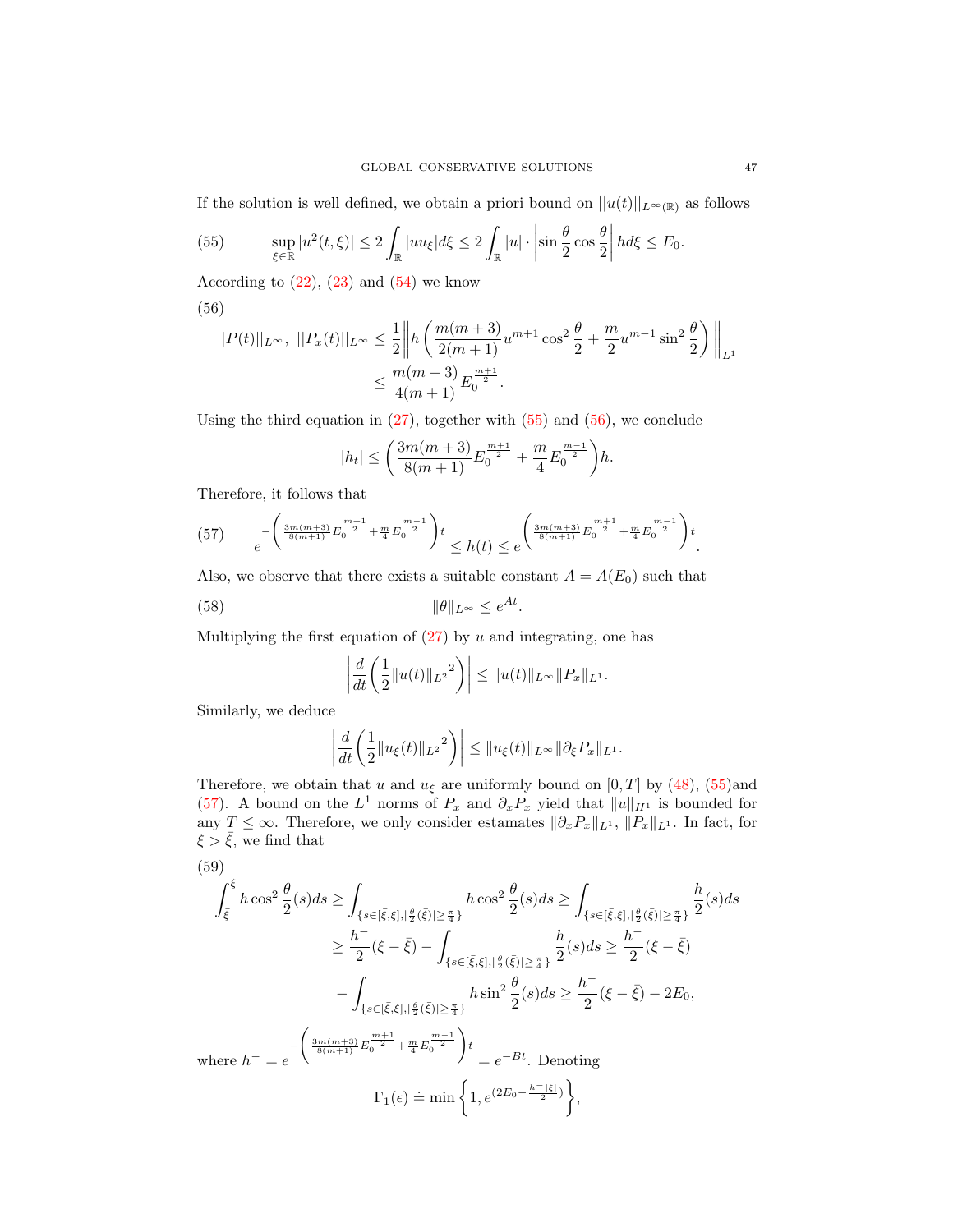If the solution is well defined, we obtain a priori bound on $||u(t)||_{L^\infty(\mathbb{R})}$ as follows

$$\sup_{\xi\in\mathbb{R}} |u^2(t,\xi)| \le 2\int_{\mathbb{R}} |uu_\xi| d\xi \le 2\int_{\mathbb{R}} |u|\cdot \left|\sin\frac{\theta}{2}\cos\frac{\theta}{2}\right| h d\xi \le E_0. \tag{55}$$

According to (22), (23) and (54) we know

$$\begin{aligned}
||P(t)||_{L^\infty},\ ||P_x(t)||_{L^\infty} &\le \frac{1}{2}\left\| h\left(\frac{m(m+3)}{2(m+1)}u^{m+1}\cos^2\frac{\theta}{2} + \frac{m}{2}u^{m-1}\sin^2\frac{\theta}{2}\right)\right\|_{L^1} \\
&\le \frac{m(m+3)}{4(m+1)}E_0^{\frac{m+1}{2}}.
\end{aligned} \tag{56}$$

Using the third equation in (27), together with (55) and (56), we conclude

$$|h_t| \le \left(\frac{3m(m+3)}{8(m+1)}E_0^{\frac{m+1}{2}} + \frac{m}{4}E_0^{\frac{m-1}{2}}\right)h.$$

Therefore, it follows that

$$e^{-\left(\frac{3m(m+3)}{8(m+1)}E_0^{\frac{m+1}{2}} + \frac{m}{4}E_0^{\frac{m-1}{2}}\right)t} \le h(t) \le e^{\left(\frac{3m(m+3)}{8(m+1)}E_0^{\frac{m+1}{2}} + \frac{m}{4}E_0^{\frac{m-1}{2}}\right)t}. \tag{57}$$

Also, we observe that there exists a suitable constant $A = A(E_0)$ such that

$$\|\theta\|_{L^\infty} \le e^{At}. \tag{58}$$

Multiplying the first equation of (27) by $u$ and integrating, one has

$$\left|\frac{d}{dt}\left(\frac{1}{2}\|u(t)\|_{L^2}{}^2\right)\right| \le \|u(t)\|_{L^\infty}\|P_x\|_{L^1}.$$

Similarly, we deduce

$$\left|\frac{d}{dt}\left(\frac{1}{2}\|u_\xi(t)\|_{L^2}{}^2\right)\right| \le \|u_\xi(t)\|_{L^\infty}\|\partial_\xi P_x\|_{L^1}.$$

Therefore, we obtain that $u$ and $u_\xi$ are uniformly bound on $[0,T]$ by (48), (55)and (57). A bound on the $L^1$ norms of $P_x$ and $\partial_x P_x$ yield that $\|u\|_{H^1}$ is bounded for any $T \le \infty$. Therefore, we only consider estamates $\|\partial_x P_x\|_{L^1}$, $\|P_x\|_{L^1}$. In fact, for $\xi > \bar{\xi}$, we find that

$$\begin{aligned}
\int_{\bar{\xi}}^{\xi} h\cos^2\frac{\theta}{2}(s)ds &\ge \int_{\{s\in[\bar{\xi},\xi],|\frac{\theta}{2}(\bar{\xi})|\ge\frac{\pi}{4}\}} h\cos^2\frac{\theta}{2}(s)ds \ge \int_{\{s\in[\bar{\xi},\xi],|\frac{\theta}{2}(\bar{\xi})|\ge\frac{\pi}{4}\}} \frac{h}{2}(s)ds \\
&\ge \frac{h^-}{2}(\xi-\bar{\xi}) - \int_{\{s\in[\bar{\xi},\xi],|\frac{\theta}{2}(\bar{\xi})|\ge\frac{\pi}{4}\}} \frac{h}{2}(s)ds \ge \frac{h^-}{2}(\xi-\bar{\xi}) \\
&\quad - \int_{\{s\in[\bar{\xi},\xi],|\frac{\theta}{2}(\bar{\xi})|\ge\frac{\pi}{4}\}} h\sin^2\frac{\theta}{2}(s)ds \ge \frac{h^-}{2}(\xi-\bar{\xi}) - 2E_0,
\end{aligned} \tag{59}$$

where $h^- = e^{-\left(\frac{3m(m+3)}{8(m+1)}E_0^{\frac{m+1}{2}} + \frac{m}{4}E_0^{\frac{m-1}{2}}\right)t} = e^{-Bt}$. Denoting

$$\Gamma_1(\epsilon) \doteq \min\left\{1, e^{(2E_0 - \frac{h^-|\xi|}{2})}\right\},$$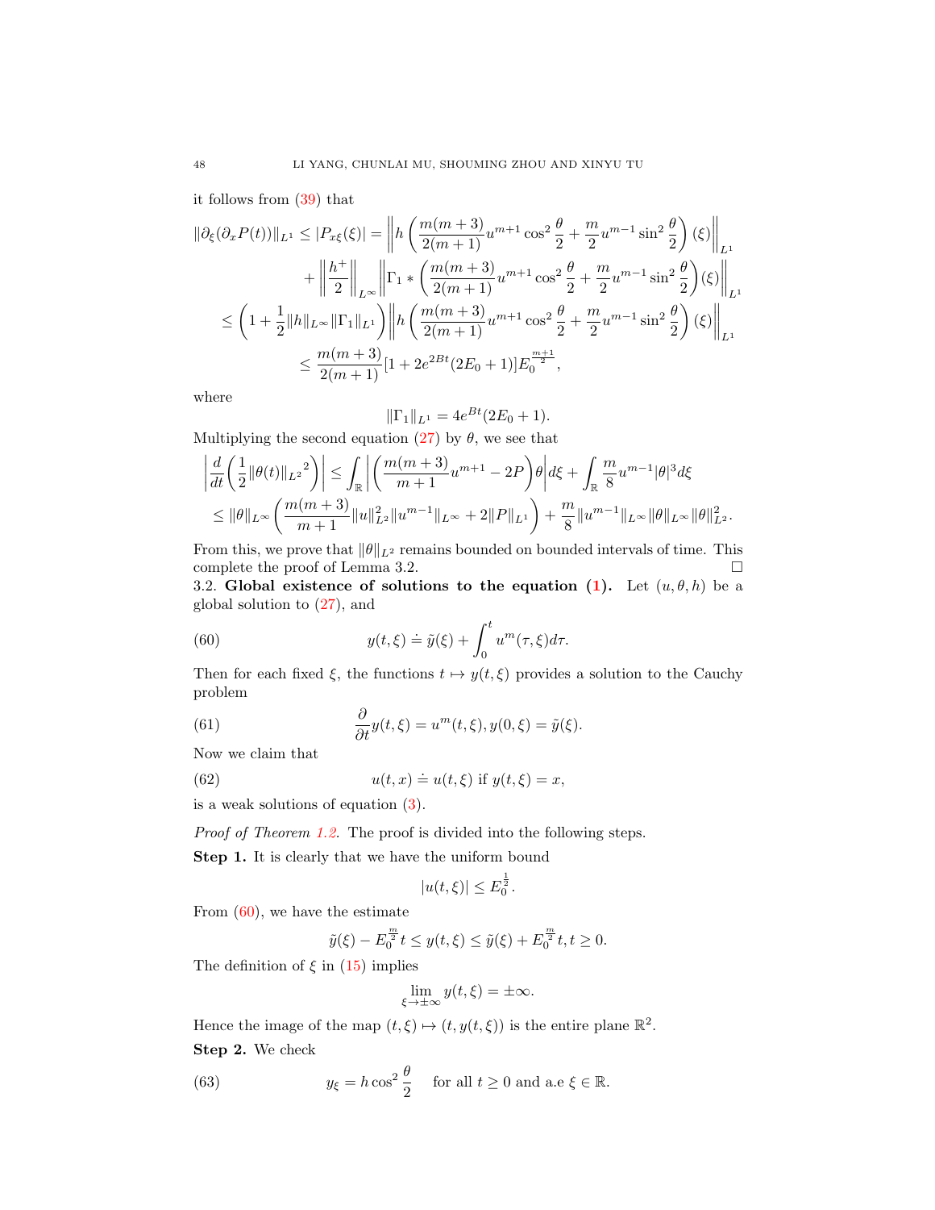it follows from (39) that

$$
\begin{aligned}
\|\partial_\xi(\partial_x P(t))\|_{L^1} \le |P_{x\xi}(\xi)| &= \left\| h\left(\frac{m(m+3)}{2(m+1)}u^{m+1}\cos^2\frac{\theta}{2} + \frac{m}{2}u^{m-1}\sin^2\frac{\theta}{2}\right)(\xi)\right\|_{L^1} \\
&\quad + \left\|\frac{h^+}{2}\right\|_{L^\infty}\left\|\Gamma_1 * \left(\frac{m(m+3)}{2(m+1)}u^{m+1}\cos^2\frac{\theta}{2} + \frac{m}{2}u^{m-1}\sin^2\frac{\theta}{2}\right)(\xi)\right\|_{L^1} \\
&\le \left(1 + \frac{1}{2}\|h\|_{L^\infty}\|\Gamma_1\|_{L^1}\right)\left\| h\left(\frac{m(m+3)}{2(m+1)}u^{m+1}\cos^2\frac{\theta}{2} + \frac{m}{2}u^{m-1}\sin^2\frac{\theta}{2}\right)(\xi)\right\|_{L^1} \\
&\le \frac{m(m+3)}{2(m+1)}[1 + 2e^{2Bt}(2E_0+1)]E_0^{\frac{m+1}{2}},
\end{aligned}
$$

where

$$
\|\Gamma_1\|_{L^1} = 4e^{Bt}(2E_0+1).
$$

Multiplying the second equation (27) by $\theta$, we see that

$$
\begin{aligned}
\left|\frac{d}{dt}\left(\frac{1}{2}\|\theta(t)\|_{L^2}{}^2\right)\right| &\le \int_{\mathbb{R}}\left|\left(\frac{m(m+3)}{m+1}u^{m+1} - 2P\right)\theta\right| d\xi + \int_{\mathbb{R}}\frac{m}{8}u^{m-1}|\theta|^3 d\xi \\
&\le \|\theta\|_{L^\infty}\left(\frac{m(m+3)}{m+1}\|u\|_{L^2}^2\|u^{m-1}\|_{L^\infty} + 2\|P\|_{L^1}\right) + \frac{m}{8}\|u^{m-1}\|_{L^\infty}\|\theta\|_{L^\infty}\|\theta\|_{L^2}^2.
\end{aligned}
$$

From this, we prove that $\|\theta\|_{L^2}$ remains bounded on bounded intervals of time. This complete the proof of Lemma 3.2. □

3.2. **Global existence of solutions to the equation (1).** Let $(u, \theta, h)$ be a global solution to (27), and

$$
y(t,\xi) \doteq \tilde{y}(\xi) + \int_0^t u^m(\tau,\xi)d\tau. \tag{60}
$$

Then for each fixed $\xi$, the functions $t \mapsto y(t,\xi)$ provides a solution to the Cauchy problem

$$
\frac{\partial}{\partial t}y(t,\xi) = u^m(t,\xi), y(0,\xi) = \tilde{y}(\xi). \tag{61}
$$

Now we claim that

$$
u(t,x) \doteq u(t,\xi) \text{ if } y(t,\xi) = x, \tag{62}
$$

is a weak solutions of equation (3).

*Proof of Theorem 1.2.* The proof is divided into the following steps.

**Step 1.** It is clearly that we have the uniform bound

$$
|u(t,\xi)| \le E_0^{\frac{1}{2}}.
$$

From (60), we have the estimate

$$
\tilde{y}(\xi) - E_0^{\frac{m}{2}}t \le y(t,\xi) \le \tilde{y}(\xi) + E_0^{\frac{m}{2}}t, t \ge 0.
$$

The definition of $\xi$ in (15) implies

$$
\lim_{\xi\to\pm\infty} y(t,\xi) = \pm\infty.
$$

Hence the image of the map $(t,\xi) \mapsto (t, y(t,\xi))$ is the entire plane $\mathbb{R}^2$.

**Step 2.** We check

$$
y_\xi = h\cos^2\frac{\theta}{2} \quad \text{for all } t \ge 0 \text{ and a.e } \xi \in \mathbb{R}. \tag{63}
$$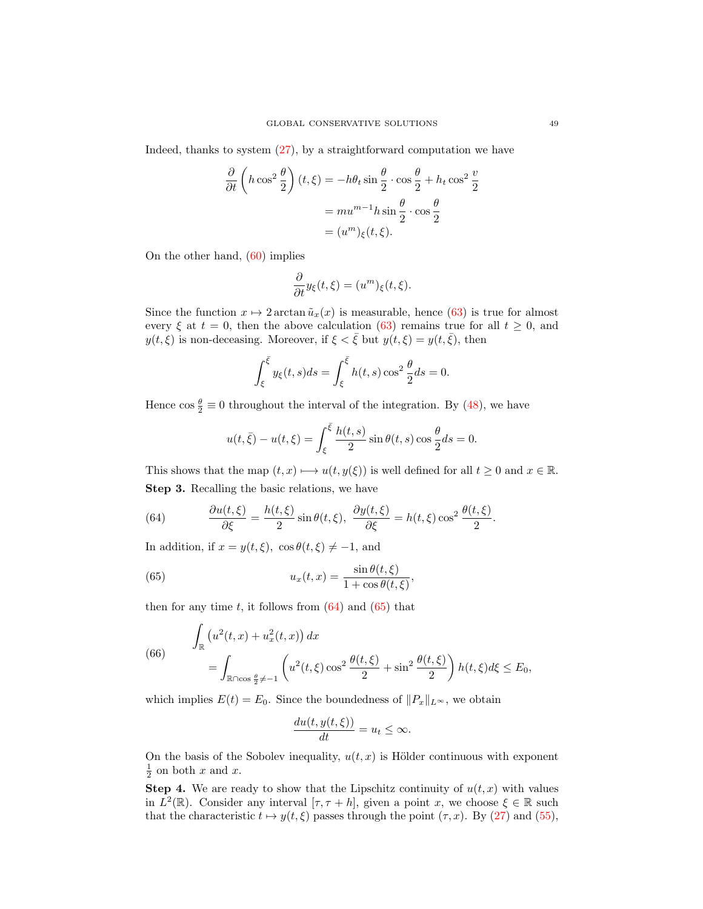Indeed, thanks to system (27), by a straightforward computation we have

$$
\begin{aligned}
\frac{\partial}{\partial t}\left(h\cos^2\frac{\theta}{2}\right)(t,\xi) &= -h\theta_t \sin\frac{\theta}{2}\cdot\cos\frac{\theta}{2} + h_t\cos^2\frac{v}{2}\\
&= mu^{m-1}h\sin\frac{\theta}{2}\cdot\cos\frac{\theta}{2}\\
&= (u^m)_\xi(t,\xi).
\end{aligned}
$$

On the other hand, (60) implies

$$
\frac{\partial}{\partial t}y_\xi(t,\xi) = (u^m)_\xi(t,\xi).
$$

Since the function $x\mapsto 2\arctan\tilde{u}_x(x)$ is measurable, hence (63) is true for almost every $\xi$ at $t=0$, then the above calculation (63) remains true for all $t\geq 0$, and $y(t,\xi)$ is non-deceasing. Moreover, if $\xi<\bar{\xi}$ but $y(t,\xi)=y(t,\bar{\xi})$, then

$$
\int_\xi^{\bar{\xi}} y_\xi(t,s)ds = \int_\xi^{\bar{\xi}} h(t,s)\cos^2\frac{\theta}{2}ds = 0.
$$

Hence $\cos\frac{\theta}{2}\equiv 0$ throughout the interval of the integration. By (48), we have

$$
u(t,\bar{\xi}) - u(t,\xi) = \int_\xi^{\bar{\xi}} \frac{h(t,s)}{2}\sin\theta(t,s)\cos\frac{\theta}{2}ds = 0.
$$

This shows that the map $(t,x)\longmapsto u(t,y(\xi))$ is well defined for all $t\geq 0$ and $x\in\mathbb{R}$.

**Step 3.** Recalling the basic relations, we have

$$
\frac{\partial u(t,\xi)}{\partial \xi} = \frac{h(t,\xi)}{2}\sin\theta(t,\xi),\ \ \frac{\partial y(t,\xi)}{\partial \xi} = h(t,\xi)\cos^2\frac{\theta(t,\xi)}{2}. \tag{64}
$$

In addition, if $x=y(t,\xi),\ \cos\theta(t,\xi)\neq -1$, and

$$
u_x(t,x) = \frac{\sin\theta(t,\xi)}{1+\cos\theta(t,\xi)}, \tag{65}
$$

then for any time $t$, it follows from (64) and (65) that

$$
\begin{aligned}
&\int_{\mathbb{R}}\left(u^2(t,x)+u_x^2(t,x)\right)dx\\
&\quad = \int_{\mathbb{R}\cap\cos\frac{\theta}{2}\neq -1}\left(u^2(t,\xi)\cos^2\frac{\theta(t,\xi)}{2} + \sin^2\frac{\theta(t,\xi)}{2}\right)h(t,\xi)d\xi \leq E_0,
\end{aligned} \tag{66}
$$

which implies $E(t)=E_0$. Since the boundedness of $\|P_x\|_{L^\infty}$, we obtain

$$
\frac{du(t,y(t,\xi))}{dt} = u_t \leq \infty.
$$

On the basis of the Sobolev inequality, $u(t,x)$ is Hölder continuous with exponent $\frac{1}{2}$ on both $x$ and $x$.

**Step 4.** We are ready to show that the Lipschitz continuity of $u(t,x)$ with values in $L^2(\mathbb{R})$. Consider any interval $[\tau,\tau+h]$, given a point $x$, we choose $\xi\in\mathbb{R}$ such that the characteristic $t\mapsto y(t,\xi)$ passes through the point $(\tau,x)$. By (27) and (55),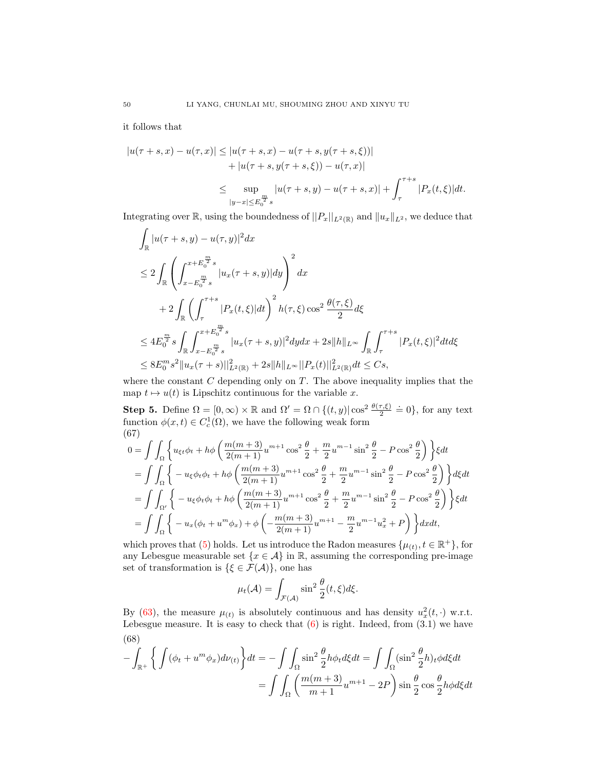it follows that

$$
\begin{aligned}
|u(\tau+s,x)-u(\tau,x)| &\leq |u(\tau+s,x)-u(\tau+s,y(\tau+s,\xi))| \\
&\quad + |u(\tau+s,y(\tau+s,\xi))-u(\tau,x)| \\
&\leq \sup_{|y-x|\leq E_0^{\frac{m}{2}}s} |u(\tau+s,y)-u(\tau+s,x)| + \int_\tau^{\tau+s} |P_x(t,\xi)|dt.
\end{aligned}
$$

Integrating over $\mathbb{R}$, using the boundedness of $||P_x||_{L^2(\mathbb{R})}$ and $\|u_x\|_{L^2}$, we deduce that

$$
\begin{aligned}
&\int_{\mathbb{R}} |u(\tau+s,y)-u(\tau,y)|^2 dx \\
&\leq 2\int_{\mathbb{R}} \left( \int_{x-E_0^{\frac{m}{2}}s}^{x+E_0^{\frac{m}{2}}s} |u_x(\tau+s,y)|dy \right)^2 dx \\
&\quad + 2\int_{\mathbb{R}} \left( \int_\tau^{\tau+s} |P_x(t,\xi)|dt \right)^2 h(\tau,\xi)\cos^2\frac{\theta(\tau,\xi)}{2} d\xi \\
&\leq 4E_0^{\frac{m}{2}} s \int_{\mathbb{R}} \int_{x-E_0^{\frac{m}{2}}s}^{x+E_0^{\frac{m}{2}}s} |u_x(\tau+s,y)|^2 dydx + 2s\|h\|_{L^\infty} \int_{\mathbb{R}} \int_\tau^{\tau+s} |P_x(t,\xi)|^2 dtd\xi \\
&\leq 8E_0^m s^2 \|u_x(\tau+s)||^2_{L^2(\mathbb{R})} + 2s\|h\|_{L^\infty} ||P_x(t)||^2_{L^2(\mathbb{R})} dt \leq Cs,
\end{aligned}
$$

where the constant $C$ depending only on $T$. The above inequality implies that the map $t \mapsto u(t)$ is Lipschitz continuous for the variable $x$.

**Step 5.** Define $\Omega = [0,\infty)\times\mathbb{R}$ and $\Omega' = \Omega \cap \{(t,y)|\cos^2\frac{\theta(\tau,\xi)}{2} \doteq 0\}$, for any text function $\phi(x,t) \in C_c^1(\Omega)$, we have the following weak form

(67)
$$
\begin{aligned}
0 &= \int\int_\Omega \left\{ u_{\xi t}\phi_t + h\phi\left( \frac{m(m+3)}{2(m+1)}u^{m+1}\cos^2\frac{\theta}{2} + \frac{m}{2}u^{m-1}\sin^2\frac{\theta}{2} - P\cos^2\frac{\theta}{2} \right) \right\} \xi dt \\
&= \int\int_\Omega \left\{ -u_\xi\phi_t\phi_t + h\phi\left( \frac{m(m+3)}{2(m+1)}u^{m+1}\cos^2\frac{\theta}{2} + \frac{m}{2}u^{m-1}\sin^2\frac{\theta}{2} - P\cos^2\frac{\theta}{2} \right) \right\} d\xi dt \\
&= \int\int_{\Omega'} \left\{ -u_\xi\phi_t\phi_t + h\phi\left( \frac{m(m+3)}{2(m+1)}u^{m+1}\cos^2\frac{\theta}{2} + \frac{m}{2}u^{m-1}\sin^2\frac{\theta}{2} - P\cos^2\frac{\theta}{2} \right) \right\} \xi dt \\
&= \int\int_\Omega \left\{ -u_x(\phi_t + u^m\phi_x) + \phi\left( -\frac{m(m+3)}{2(m+1)}u^{m+1} - \frac{m}{2}u^{m-1}u_x^2 + P \right) \right\} dxdt,
\end{aligned}
$$

which proves that (5) holds. Let us introduce the Radon measures $\{\mu_{(t)}, t \in \mathbb{R}^+\}$, for any Lebesgue measurable set $\{x \in \mathcal{A}\}$ in $\mathbb{R}$, assuming the corresponding pre-image set of transformation is $\{\xi \in \mathcal{F}(\mathcal{A})\}$, one has

$$
\mu_t(\mathcal{A}) = \int_{\mathcal{F}(\mathcal{A})} \sin^2\frac{\theta}{2}(t,\xi)d\xi.
$$

By (63), the measure $\mu_{(t)}$ is absolutely continuous and has density $u_x^2(t,\cdot)$ w.r.t. Lebesgue measure. It is easy to check that (6) is right. Indeed, from (3.1) we have

(68)
$$
\begin{aligned}
-\int_{\mathbb{R}^+} \left\{ \int (\phi_t + u^m\phi_x) d\nu_{(t)} \right\} dt &= -\int\int_\Omega \sin^2\frac{\theta}{2}h\phi_t d\xi dt = \int\int_\Omega (\sin^2\frac{\theta}{2}h)_t \phi d\xi dt \\
&= \int\int_\Omega \left( \frac{m(m+3)}{m+1}u^{m+1} - 2P \right) \sin\frac{\theta}{2}\cos\frac{\theta}{2}h\phi d\xi dt
\end{aligned}
$$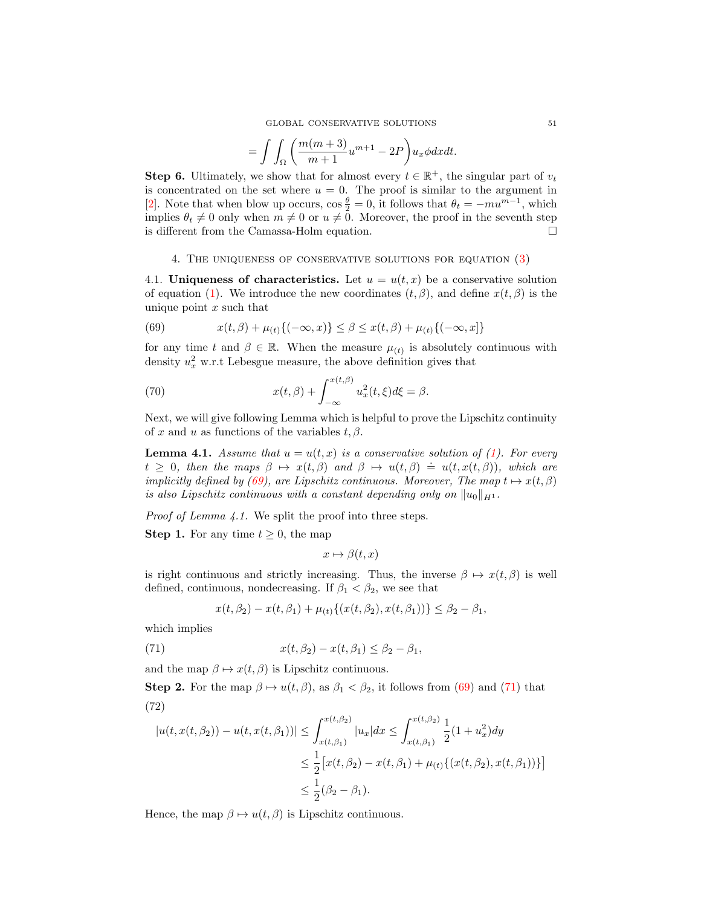$$= \int \int_{\Omega} \left( \frac{m(m+3)}{m+1} u^{m+1} - 2P \right) u_x \phi dx dt.$$

**Step 6.** Ultimately, we show that for almost every $t \in \mathbb{R}^+$, the singular part of $v_t$ is concentrated on the set where $u = 0$. The proof is similar to the argument in [2]. Note that when blow up occurs, $\cos\frac{\theta}{2} = 0$, it follows that $\theta_t = -mu^{m-1}$, which implies $\theta_t \neq 0$ only when $m \neq 0$ or $u \neq 0$. Moreover, the proof in the seventh step is different from the Camassa-Holm equation. $\square$

## 4. The uniqueness of conservative solutions for equation (3)

**4.1. Uniqueness of characteristics.** Let $u = u(t,x)$ be a conservative solution of equation (1). We introduce the new coordinates $(t, \beta)$, and define $x(t,\beta)$ is the unique point $x$ such that

$$x(t,\beta) + \mu_{(t)}\{(-\infty, x)\} \leq \beta \leq x(t,\beta) + \mu_{(t)}\{(-\infty, x]\} \tag{69}$$

for any time $t$ and $\beta \in \mathbb{R}$. When the measure $\mu_{(t)}$ is absolutely continuous with density $u_x^2$ w.r.t Lebesgue measure, the above definition gives that

$$x(t,\beta) + \int_{-\infty}^{x(t,\beta)} u_x^2(t,\xi) d\xi = \beta. \tag{70}$$

Next, we will give following Lemma which is helpful to prove the Lipschitz continuity of $x$ and $u$ as functions of the variables $t, \beta$.

**Lemma 4.1.** *Assume that $u = u(t,x)$ is a conservative solution of (1). For every $t \geq 0$, then the maps $\beta \mapsto x(t,\beta)$ and $\beta \mapsto u(t,\beta) \doteq u(t, x(t,\beta))$, which are implicitly defined by (69), are Lipschitz continuous. Moreover, The map $t \mapsto x(t,\beta)$ is also Lipschitz continuous with a constant depending only on $\|u_0\|_{H^1}$.*

*Proof of Lemma 4.1.* We split the proof into three steps.

**Step 1.** For any time $t \geq 0$, the map

$$x \mapsto \beta(t,x)$$

is right continuous and strictly increasing. Thus, the inverse $\beta \mapsto x(t,\beta)$ is well defined, continuous, nondecreasing. If $\beta_1 < \beta_2$, we see that

$$x(t,\beta_2) - x(t,\beta_1) + \mu_{(t)}\{(x(t,\beta_2), x(t,\beta_1))\} \leq \beta_2 - \beta_1,$$

which implies

$$x(t,\beta_2) - x(t,\beta_1) \leq \beta_2 - \beta_1, \tag{71}$$

and the map $\beta \mapsto x(t,\beta)$ is Lipschitz continuous.

**Step 2.** For the map $\beta \mapsto u(t,\beta)$, as $\beta_1 < \beta_2$, it follows from (69) and (71) that

$$\begin{aligned} |u(t, x(t,\beta_2)) - u(t, x(t,\beta_1))| &\leq \int_{x(t,\beta_1)}^{x(t,\beta_2)} |u_x| dx \leq \int_{x(t,\beta_1)}^{x(t,\beta_2)} \frac{1}{2}(1 + u_x^2) dy \\ &\leq \frac{1}{2}\big[x(t,\beta_2) - x(t,\beta_1) + \mu_{(t)}\{(x(t,\beta_2), x(t,\beta_1))\}\big] \\ &\leq \frac{1}{2}(\beta_2 - \beta_1). \end{aligned} \tag{72}$$

Hence, the map $\beta \mapsto u(t,\beta)$ is Lipschitz continuous.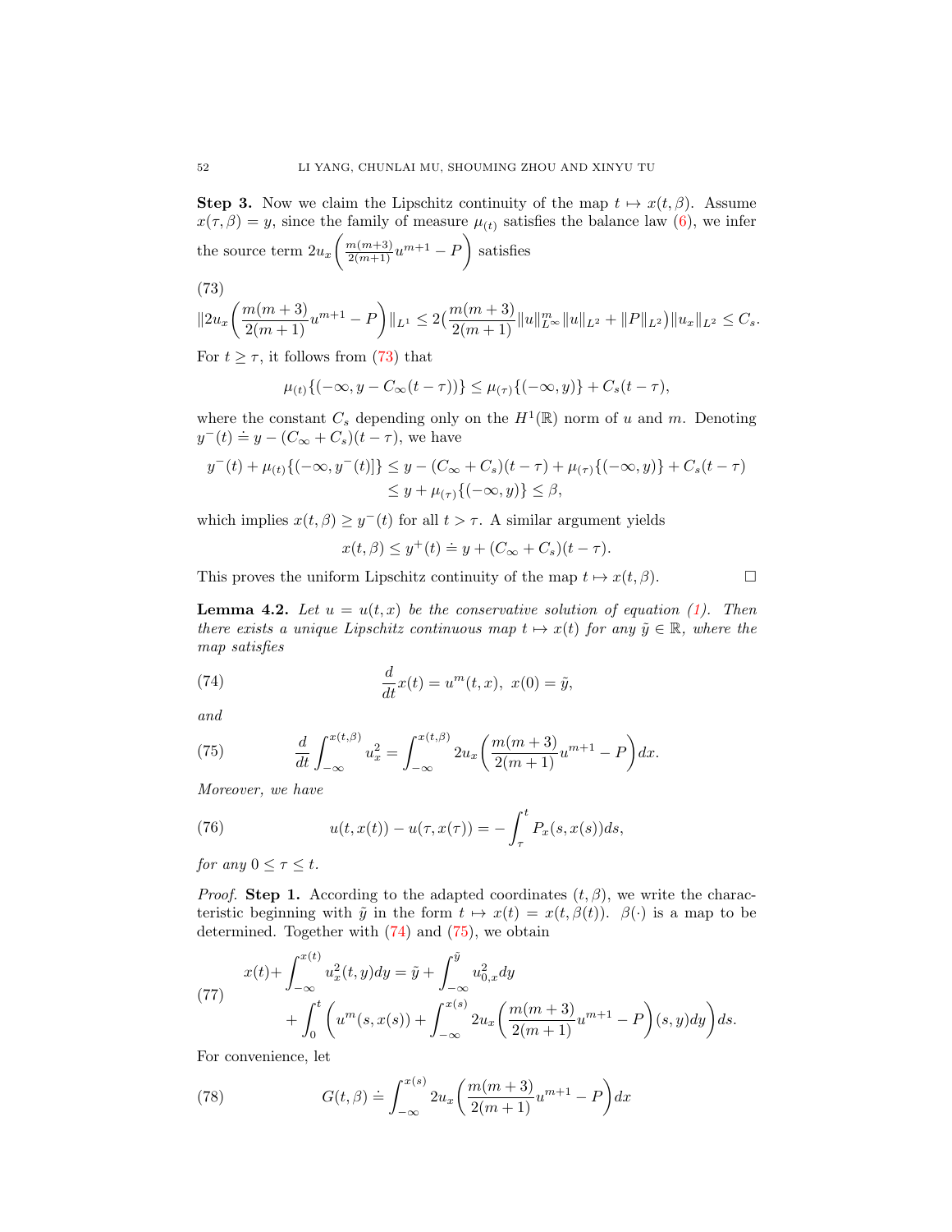**Step 3.** Now we claim the Lipschitz continuity of the map $t \mapsto x(t,\beta)$. Assume $x(\tau,\beta) = y$, since the family of measure $\mu_{(t)}$ satisfies the balance law (6), we infer the source term $2u_x\left(\frac{m(m+3)}{2(m+1)}u^{m+1} - P\right)$ satisfies

$$
\|2u_x\left(\frac{m(m+3)}{2(m+1)}u^{m+1} - P\right)\|_{L^1} \le 2\big(\frac{m(m+3)}{2(m+1)}\|u\|^m_{L^\infty}\|u\|_{L^2} + \|P\|_{L^2}\big)\|u_x\|_{L^2} \le C_s. \tag{73}
$$

For $t \ge \tau$, it follows from (73) that

$$
\mu_{(t)}\{(-\infty, y - C_\infty(t-\tau))\} \le \mu_{(\tau)}\{(-\infty, y)\} + C_s(t-\tau),
$$

where the constant $C_s$ depending only on the $H^1(\mathbb{R})$ norm of $u$ and $m$. Denoting $y^-(t) \doteq y - (C_\infty + C_s)(t-\tau)$, we have

$$
\begin{aligned}
y^-(t) + \mu_{(t)}\{(-\infty, y^-(t)]\} &\le y - (C_\infty + C_s)(t-\tau) + \mu_{(\tau)}\{(-\infty, y)\} + C_s(t-\tau) \\
&\le y + \mu_{(\tau)}\{(-\infty, y)\} \le \beta,
\end{aligned}
$$

which implies $x(t,\beta) \ge y^-(t)$ for all $t > \tau$. A similar argument yields

$$
x(t,\beta) \le y^+(t) \doteq y + (C_\infty + C_s)(t-\tau).
$$

This proves the uniform Lipschitz continuity of the map $t \mapsto x(t,\beta)$. □

**Lemma 4.2.** *Let $u = u(t,x)$ be the conservative solution of equation (1). Then there exists a unique Lipschitz continuous map $t \mapsto x(t)$ for any $\tilde{y} \in \mathbb{R}$, where the map satisfies*

$$
\frac{d}{dt}x(t) = u^m(t,x), \ x(0) = \tilde{y}, \tag{74}
$$

*and*

$$
\frac{d}{dt}\int_{-\infty}^{x(t,\beta)} u_x^2 = \int_{-\infty}^{x(t,\beta)} 2u_x\left(\frac{m(m+3)}{2(m+1)}u^{m+1} - P\right)dx. \tag{75}
$$

*Moreover, we have*

$$
u(t,x(t)) - u(\tau,x(\tau)) = -\int_\tau^t P_x(s,x(s))ds, \tag{76}
$$

*for any $0 \le \tau \le t$.*

*Proof.* **Step 1.** According to the adapted coordinates $(t,\beta)$, we write the characteristic beginning with $\tilde{y}$ in the form $t \mapsto x(t) = x(t,\beta(t))$. $\beta(\cdot)$ is a map to be determined. Together with (74) and (75), we obtain

$$
\begin{aligned}
x(t) + \int_{-\infty}^{x(t)} u_x^2(t,y)dy &= \tilde{y} + \int_{-\infty}^{\tilde{y}} u_{0,x}^2 dy \\
&\quad + \int_0^t \left(u^m(s,x(s)) + \int_{-\infty}^{x(s)} 2u_x\left(\frac{m(m+3)}{2(m+1)}u^{m+1} - P\right)(s,y)dy\right)ds.
\end{aligned} \tag{77}
$$

For convenience, let

$$
G(t,\beta) \doteq \int_{-\infty}^{x(s)} 2u_x\left(\frac{m(m+3)}{2(m+1)}u^{m+1} - P\right)dx \tag{78}
$$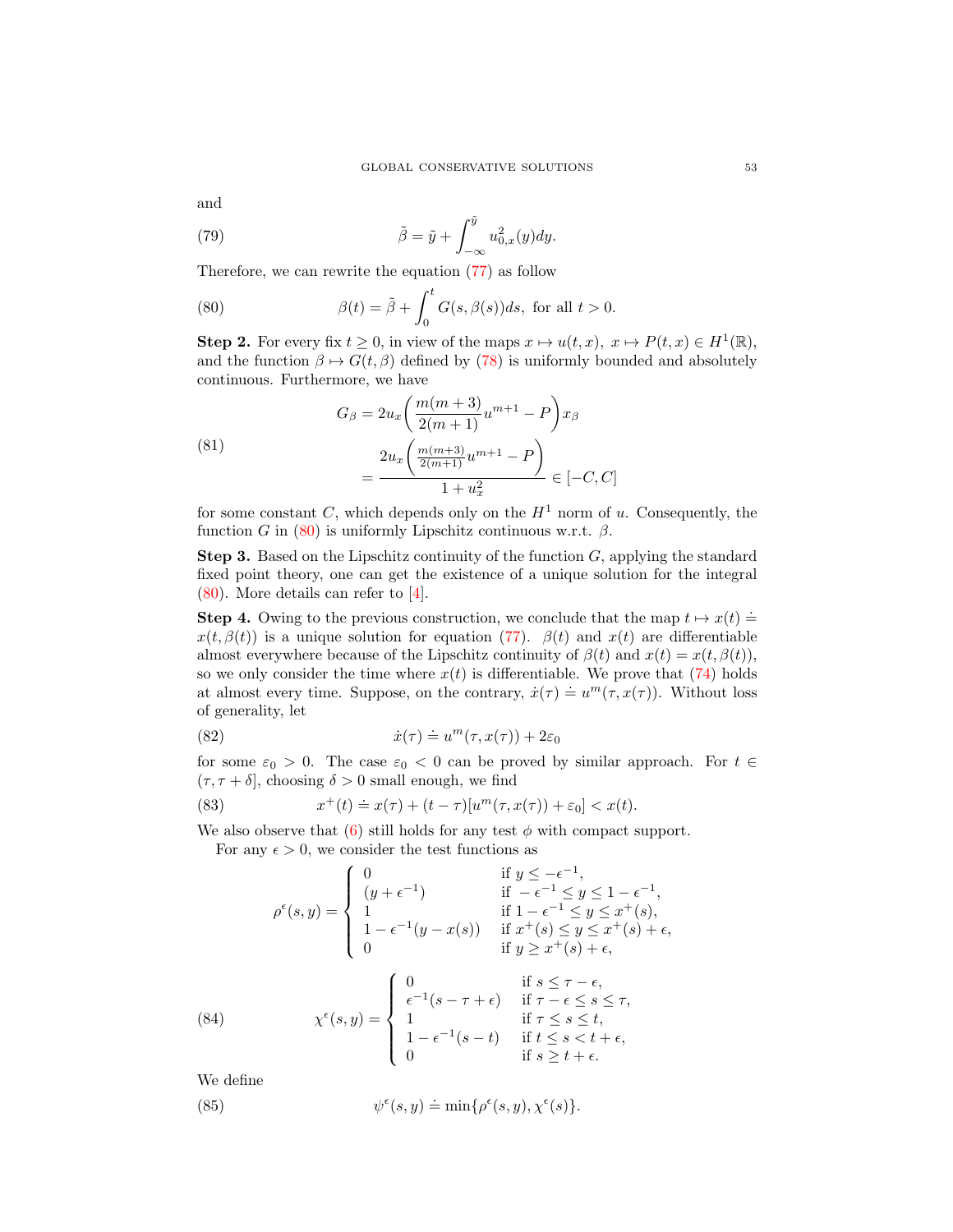and

$$\tilde{\beta} = \tilde{y} + \int_{-\infty}^{\tilde{y}} u_{0,x}^2(y)dy. \tag{79}$$

Therefore, we can rewrite the equation (77) as follow

$$\beta(t) = \tilde{\beta} + \int_0^t G(s, \beta(s))ds, \text{ for all } t > 0. \tag{80}$$

**Step 2.** For every fix $t \geq 0$, in view of the maps $x \mapsto u(t,x)$, $x \mapsto P(t,x) \in H^1(\mathbb{R})$, and the function $\beta \mapsto G(t,\beta)$ defined by (78) is uniformly bounded and absolutely continuous. Furthermore, we have

$$\begin{aligned} G_\beta &= 2u_x\bigg(\frac{m(m+3)}{2(m+1)}u^{m+1} - P\bigg)x_\beta \\ &= \frac{2u_x\bigg(\frac{m(m+3)}{2(m+1)}u^{m+1} - P\bigg)}{1+u_x^2} \in [-C, C] \end{aligned} \tag{81}$$

for some constant $C$, which depends only on the $H^1$ norm of $u$. Consequently, the function $G$ in (80) is uniformly Lipschitz continuous w.r.t. $\beta$.

**Step 3.** Based on the Lipschitz continuity of the function $G$, applying the standard fixed point theory, one can get the existence of a unique solution for the integral (80). More details can refer to [4].

**Step 4.** Owing to the previous construction, we conclude that the map $t \mapsto x(t) \doteq x(t, \beta(t))$ is a unique solution for equation (77). $\beta(t)$ and $x(t)$ are differentiable almost everywhere because of the Lipschitz continuity of $\beta(t)$ and $x(t) = x(t, \beta(t))$, so we only consider the time where $x(t)$ is differentiable. We prove that (74) holds at almost every time. Suppose, on the contrary, $\dot{x}(\tau) \doteq u^m(\tau, x(\tau))$. Without loss of generality, let

$$\dot{x}(\tau) \doteq u^m(\tau, x(\tau)) + 2\varepsilon_0 \tag{82}$$

for some $\varepsilon_0 > 0$. The case $\varepsilon_0 < 0$ can be proved by similar approach. For $t \in (\tau, \tau + \delta]$, choosing $\delta > 0$ small enough, we find

$$x^+(t) \doteq x(\tau) + (t - \tau)[u^m(\tau, x(\tau)) + \varepsilon_0] < x(t). \tag{83}$$

We also observe that (6) still holds for any test $\phi$ with compact support.

For any $\epsilon > 0$, we consider the test functions as

$$\rho^\epsilon(s,y) = \begin{cases} 0 & \text{if } y \leq -\epsilon^{-1}, \\ (y + \epsilon^{-1}) & \text{if } -\epsilon^{-1} \leq y \leq 1 - \epsilon^{-1}, \\ 1 & \text{if } 1 - \epsilon^{-1} \leq y \leq x^+(s), \\ 1 - \epsilon^{-1}(y - x(s)) & \text{if } x^+(s) \leq y \leq x^+(s) + \epsilon, \\ 0 & \text{if } y \geq x^+(s) + \epsilon, \end{cases}$$

$$\chi^\epsilon(s,y) = \begin{cases} 0 & \text{if } s \leq \tau - \epsilon, \\ \epsilon^{-1}(s - \tau + \epsilon) & \text{if } \tau - \epsilon \leq s \leq \tau, \\ 1 & \text{if } \tau \leq s \leq t, \\ 1 - \epsilon^{-1}(s - t) & \text{if } t \leq s < t + \epsilon, \\ 0 & \text{if } s \geq t + \epsilon. \end{cases} \tag{84}$$

We define

$$\psi^\epsilon(s,y) \doteq \min\{\rho^\epsilon(s,y), \chi^\epsilon(s)\}. \tag{85}$$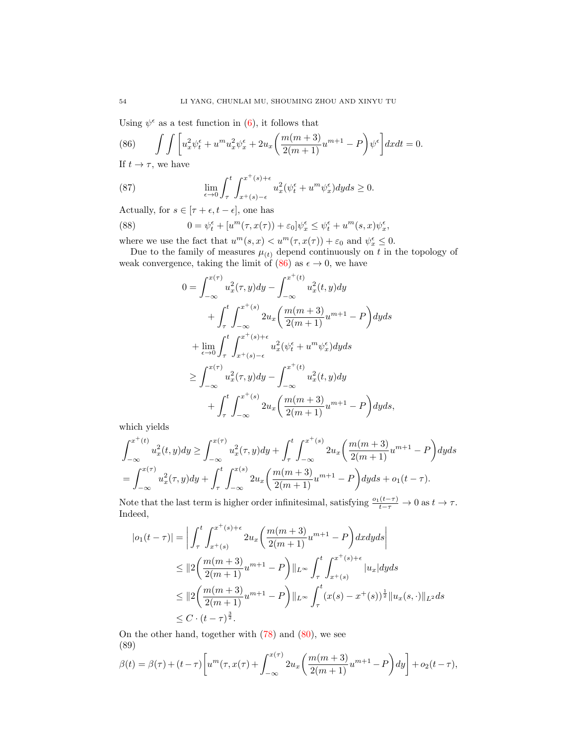Using $\psi^\epsilon$ as a test function in (6), it follows that

$$\int\int\left[u_x^2\psi_t^\epsilon + u^m u_x^2\psi_x^\epsilon + 2u_x\left(\frac{m(m+3)}{2(m+1)}u^{m+1} - P\right)\psi^\epsilon\right]dxdt = 0. \tag{86}$$

If $t \to \tau$, we have

$$\lim_{\epsilon\to 0}\int_\tau^t\int_{x^+(s)-\epsilon}^{x^+(s)+\epsilon} u_x^2(\psi_t^\epsilon + u^m\psi_x^\epsilon)dyds \geq 0. \tag{87}$$

Actually, for $s \in [\tau+\epsilon, t-\epsilon]$, one has

$$0 = \psi_t^\epsilon + [u^m(\tau, x(\tau)) + \varepsilon_0]\psi_x^\epsilon \leq \psi_t^\epsilon + u^m(s,x)\psi_x^\epsilon, \tag{88}$$

where we use the fact that $u^m(s,x) < u^m(\tau, x(\tau)) + \varepsilon_0$ and $\psi_x^\epsilon \leq 0$.

Due to the family of measures $\mu_{(t)}$ depend continuously on $t$ in the topology of weak convergence, taking the limit of (86) as $\epsilon \to 0$, we have

$$\begin{aligned}
0 &= \int_{-\infty}^{x(\tau)} u_x^2(\tau,y)dy - \int_{-\infty}^{x^+(t)} u_x^2(t,y)dy \\
&\quad + \int_\tau^t\int_{-\infty}^{x^+(s)} 2u_x\left(\frac{m(m+3)}{2(m+1)}u^{m+1} - P\right)dyds \\
&\quad + \lim_{\epsilon\to 0}\int_\tau^t\int_{x^+(s)-\epsilon}^{x^+(s)+\epsilon} u_x^2(\psi_t^\epsilon + u^m\psi_x^\epsilon)dyds \\
&\geq \int_{-\infty}^{x(\tau)} u_x^2(\tau,y)dy - \int_{-\infty}^{x^+(t)} u_x^2(t,y)dy \\
&\quad + \int_\tau^t\int_{-\infty}^{x^+(s)} 2u_x\left(\frac{m(m+3)}{2(m+1)}u^{m+1} - P\right)dyds,
\end{aligned}$$

which yields

$$\begin{aligned}
&\int_{-\infty}^{x^+(t)} u_x^2(t,y)dy \geq \int_{-\infty}^{x(\tau)} u_x^2(\tau,y)dy + \int_\tau^t\int_{-\infty}^{x^+(s)} 2u_x\left(\frac{m(m+3)}{2(m+1)}u^{m+1} - P\right)dyds \\
&= \int_{-\infty}^{x(\tau)} u_x^2(\tau,y)dy + \int_\tau^t\int_{-\infty}^{x(s)} 2u_x\left(\frac{m(m+3)}{2(m+1)}u^{m+1} - P\right)dyds + o_1(t-\tau).
\end{aligned}$$

Note that the last term is higher order infinitesimal, satisfying $\frac{o_1(t-\tau)}{t-\tau} \to 0$ as $t \to \tau$. Indeed,

$$\begin{aligned}
|o_1(t-\tau)| &= \left|\int_\tau^t\int_{x^+(s)}^{x^+(s)+\epsilon} 2u_x\left(\frac{m(m+3)}{2(m+1)}u^{m+1} - P\right)dxdyds\right| \\
&\leq \|2\left(\frac{m(m+3)}{2(m+1)}u^{m+1} - P\right)\|_{L^\infty}\int_\tau^t\int_{x^+(s)}^{x^+(s)+\epsilon}|u_x|dyds \\
&\leq \|2\left(\frac{m(m+3)}{2(m+1)}u^{m+1} - P\right)\|_{L^\infty}\int_\tau^t (x(s)-x^+(s))^{\frac{1}{2}}\|u_x(s,\cdot)\|_{L^2}ds \\
&\leq C\cdot(t-\tau)^{\frac{3}{2}}.
\end{aligned}$$

On the other hand, together with (78) and (80), we see

$$\beta(t) = \beta(\tau) + (t-\tau)\left[u^m(\tau, x(\tau) + \int_{-\infty}^{x(\tau)} 2u_x\left(\frac{m(m+3)}{2(m+1)}u^{m+1} - P\right)dy\right] + o_2(t-\tau), \tag{89}$$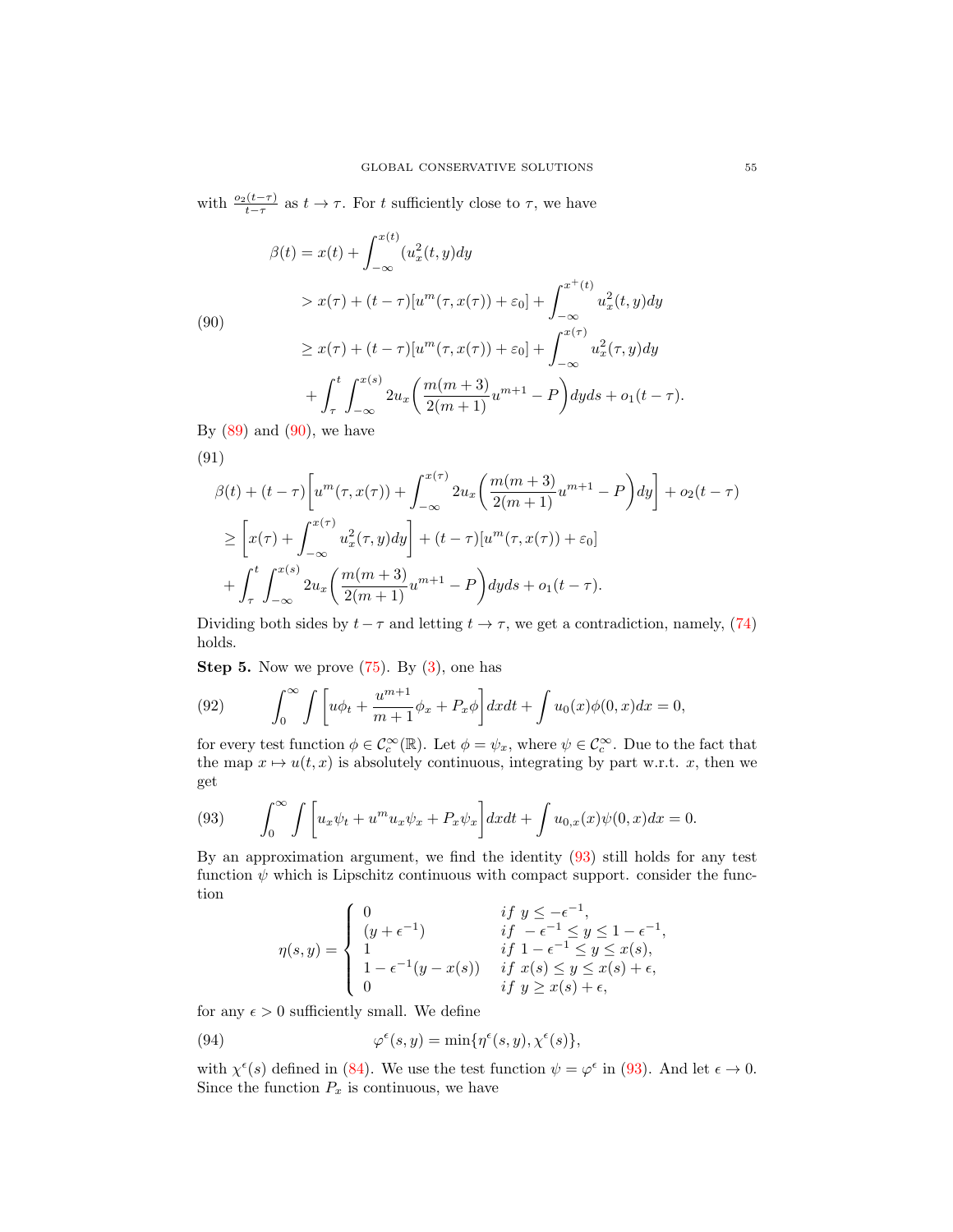with $\frac{o_2(t-\tau)}{t-\tau}$ as $t \to \tau$. For $t$ sufficiently close to $\tau$, we have

$$
\begin{aligned}
\beta(t) &= x(t) + \int_{-\infty}^{x(t)} (u_x^2(t,y)dy \\
&> x(\tau) + (t-\tau)[u^m(\tau, x(\tau)) + \varepsilon_0] + \int_{-\infty}^{x^+(t)} u_x^2(t,y)dy \\
&\geq x(\tau) + (t-\tau)[u^m(\tau, x(\tau)) + \varepsilon_0] + \int_{-\infty}^{x(\tau)} u_x^2(\tau,y)dy \\
&\quad + \int_\tau^t \int_{-\infty}^{x(s)} 2u_x \bigg( \frac{m(m+3)}{2(m+1)} u^{m+1} - P \bigg) dyds + o_1(t-\tau).
\end{aligned}
\tag{90}
$$

By (89) and (90), we have

$$
\begin{aligned}
&\beta(t) + (t-\tau)\bigg[ u^m(\tau, x(\tau)) + \int_{-\infty}^{x(\tau)} 2u_x \bigg( \frac{m(m+3)}{2(m+1)} u^{m+1} - P \bigg) dy \bigg] + o_2(t-\tau) \\
&\geq \bigg[ x(\tau) + \int_{-\infty}^{x(\tau)} u_x^2(\tau,y)dy \bigg] + (t-\tau)[u^m(\tau, x(\tau)) + \varepsilon_0] \\
&\quad + \int_\tau^t \int_{-\infty}^{x(s)} 2u_x \bigg( \frac{m(m+3)}{2(m+1)} u^{m+1} - P \bigg) dyds + o_1(t-\tau).
\end{aligned}
\tag{91}
$$

Dividing both sides by $t-\tau$ and letting $t \to \tau$, we get a contradiction, namely, (74) holds.

**Step 5.** Now we prove (75). By (3), one has

$$
\int_0^\infty \int \bigg[ u\phi_t + \frac{u^{m+1}}{m+1} \phi_x + P_x \phi \bigg] dxdt + \int u_0(x)\phi(0,x)dx = 0,
\tag{92}
$$

for every test function $\phi \in \mathcal{C}_c^\infty(\mathbb{R})$. Let $\phi = \psi_x$, where $\psi \in \mathcal{C}_c^\infty$. Due to the fact that the map $x \mapsto u(t,x)$ is absolutely continuous, integrating by part w.r.t. $x$, then we get

$$
\int_0^\infty \int \bigg[ u_x \psi_t + u^m u_x \psi_x + P_x \psi_x \bigg] dxdt + \int u_{0,x}(x)\psi(0,x)dx = 0.
\tag{93}
$$

By an approximation argument, we find the identity (93) still holds for any test function $\psi$ which is Lipschitz continuous with compact support. consider the function

$$
\eta(s,y) = \begin{cases}
0 & if \ y \leq -\epsilon^{-1}, \\
(y + \epsilon^{-1}) & if \ -\epsilon^{-1} \leq y \leq 1 - \epsilon^{-1}, \\
1 & if \ 1 - \epsilon^{-1} \leq y \leq x(s), \\
1 - \epsilon^{-1}(y - x(s)) & if \ x(s) \leq y \leq x(s) + \epsilon, \\
0 & if \ y \geq x(s) + \epsilon,
\end{cases}
$$

for any $\epsilon > 0$ sufficiently small. We define

$$
\varphi^\epsilon(s,y) = \min\{\eta^\epsilon(s,y), \chi^\epsilon(s)\},
\tag{94}
$$

with $\chi^\epsilon(s)$ defined in (84). We use the test function $\psi = \varphi^\epsilon$ in (93). And let $\epsilon \to 0$. Since the function $P_x$ is continuous, we have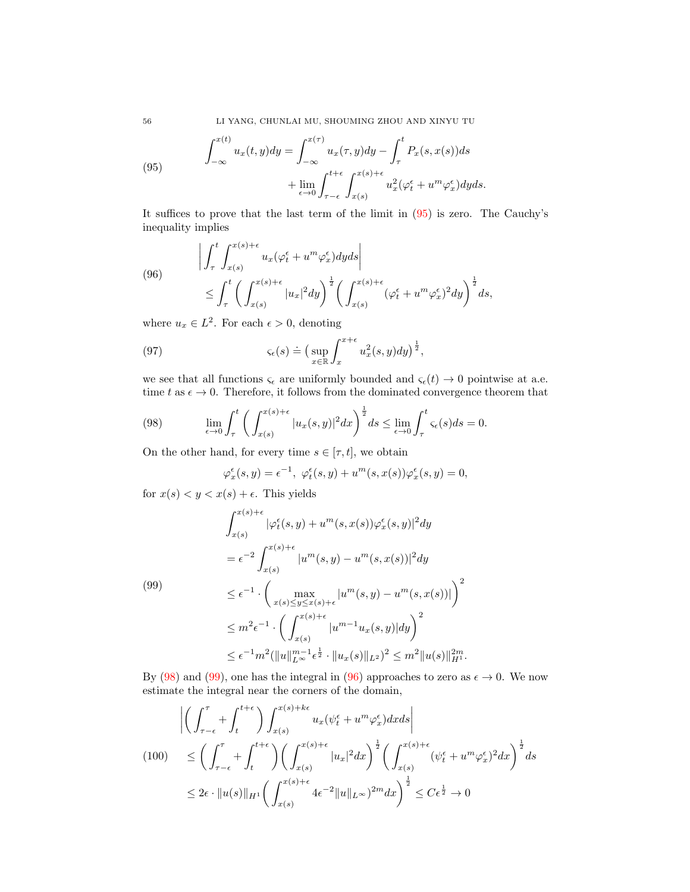$$
\begin{aligned}
\int_{-\infty}^{x(t)} u_x(t,y)dy = \int_{-\infty}^{x(\tau)} u_x(\tau,y)dy - \int_{\tau}^{t} P_x(s,x(s))ds \\
+ \lim_{\epsilon\to 0}\int_{\tau-\epsilon}^{t+\epsilon}\int_{x(s)}^{x(s)+\epsilon} u_x^2(\varphi_t^\epsilon + u^m\varphi_x^\epsilon)dyds.
\end{aligned} \tag{95}
$$

It suffices to prove that the last term of the limit in (95) is zero. The Cauchy's inequality implies

$$
\begin{aligned}
&\left|\int_{\tau}^{t}\int_{x(s)}^{x(s)+\epsilon} u_x(\varphi_t^\epsilon + u^m\varphi_x^\epsilon)dyds\right| \\
&\leq \int_{\tau}^{t}\left(\int_{x(s)}^{x(s)+\epsilon}|u_x|^2dy\right)^{\frac{1}{2}}\left(\int_{x(s)}^{x(s)+\epsilon}(\varphi_t^\epsilon + u^m\varphi_x^\epsilon)^2dy\right)^{\frac{1}{2}}ds,
\end{aligned} \tag{96}
$$

where $u_x \in L^2$. For each $\epsilon > 0$, denoting

$$
\varsigma_\epsilon(s) \doteq \big(\sup_{x\in\mathbb{R}}\int_{x}^{x+\epsilon} u_x^2(s,y)dy\big)^{\frac{1}{2}}, \tag{97}
$$

we see that all functions $\varsigma_\epsilon$ are uniformly bounded and $\varsigma_\epsilon(t) \to 0$ pointwise at a.e. time $t$ as $\epsilon \to 0$. Therefore, it follows from the dominated convergence theorem that

$$
\lim_{\epsilon\to 0}\int_{\tau}^{t}\left(\int_{x(s)}^{x(s)+\epsilon}|u_x(s,y)|^2dx\right)^{\frac{1}{2}}ds \leq \lim_{\epsilon\to 0}\int_{\tau}^{t}\varsigma_\epsilon(s)ds = 0. \tag{98}
$$

On the other hand, for every time $s \in [\tau, t]$, we obtain

$$
\varphi_x^\epsilon(s,y) = \epsilon^{-1},\ \varphi_t^\epsilon(s,y) + u^m(s,x(s))\varphi_x^\epsilon(s,y) = 0,
$$

for $x(s) < y < x(s)+\epsilon$. This yields

$$
\begin{aligned}
&\int_{x(s)}^{x(s)+\epsilon}|\varphi_t^\epsilon(s,y) + u^m(s,x(s))\varphi_x^\epsilon(s,y)|^2dy \\
&= \epsilon^{-2}\int_{x(s)}^{x(s)+\epsilon}|u^m(s,y) - u^m(s,x(s))|^2dy \\
&\leq \epsilon^{-1}\cdot\left(\max_{x(s)\leq y\leq x(s)+\epsilon}|u^m(s,y) - u^m(s,x(s))|\right)^2 \\
&\leq m^2\epsilon^{-1}\cdot\left(\int_{x(s)}^{x(s)+\epsilon}|u^{m-1}u_x(s,y)|dy\right)^2 \\
&\leq \epsilon^{-1}m^2(\|u\|_{L^\infty}^{m-1}\epsilon^{\frac{1}{2}}\cdot\|u_x(s)\|_{L^2})^2 \leq m^2\|u(s)\|_{H^1}^{2m}.
\end{aligned} \tag{99}
$$

By (98) and (99), one has the integral in (96) approaches to zero as $\epsilon \to 0$. We now estimate the integral near the corners of the domain,

$$
\begin{aligned}
&\left|\left(\int_{\tau-\epsilon}^{\tau} + \int_{t}^{t+\epsilon}\right)\int_{x(s)}^{x(s)+k\epsilon} u_x(\psi_t^\epsilon + u^m\varphi_x^\epsilon)dxds\right| \\
&\leq \left(\int_{\tau-\epsilon}^{\tau} + \int_{t}^{t+\epsilon}\right)\left(\int_{x(s)}^{x(s)+\epsilon}|u_x|^2dx\right)^{\frac{1}{2}}\left(\int_{x(s)}^{x(s)+\epsilon}(\psi_t^\epsilon + u^m\varphi_x^\epsilon)^2dx\right)^{\frac{1}{2}}ds \\
&\leq 2\epsilon\cdot\|u(s)\|_{H^1}\left(\int_{x(s)}^{x(s)+\epsilon}4\epsilon^{-2}\|u\|_{L^\infty})^{2m}dx\right)^{\frac{1}{2}} \leq C\epsilon^{\frac{1}{2}} \to 0
\end{aligned} \tag{100}
$$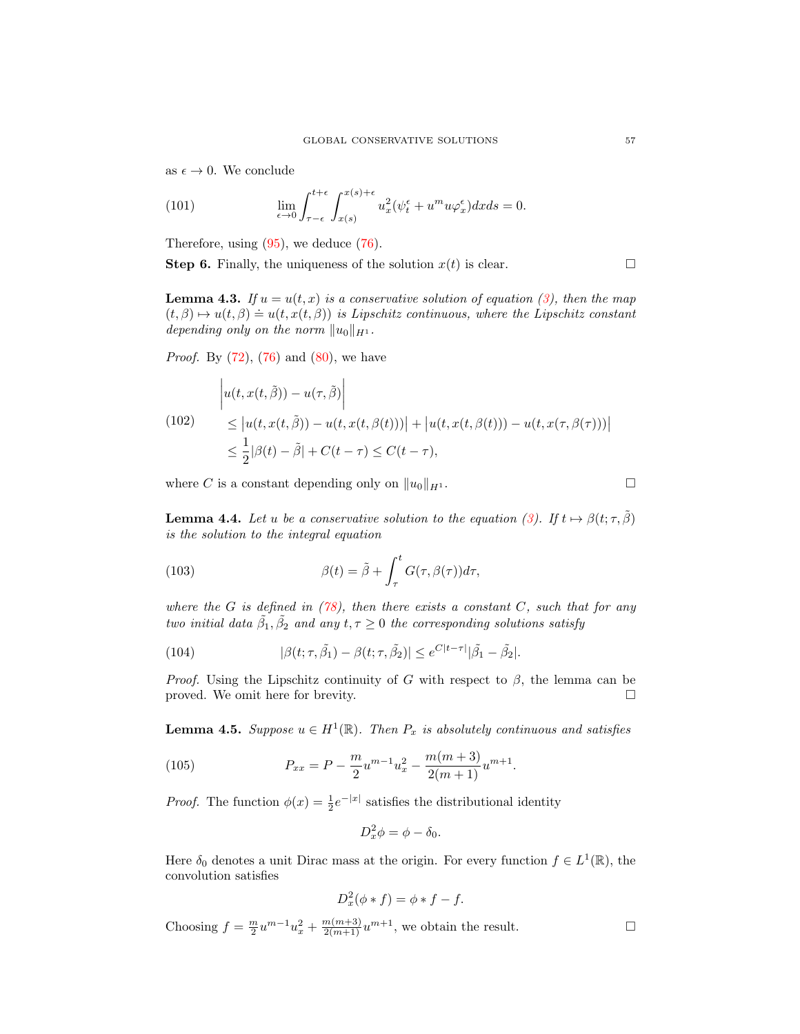as $\epsilon \to 0$. We conclude

$$\lim_{\epsilon\to 0}\int_{\tau-\epsilon}^{t+\epsilon}\int_{x(s)}^{x(s)+\epsilon} u_x^2(\psi_t^\epsilon + u^m u\varphi_x^\epsilon)dxds = 0. \tag{101}$$

Therefore, using (95), we deduce (76).

**Step 6.** Finally, the uniqueness of the solution $x(t)$ is clear. □

**Lemma 4.3.** *If $u = u(t,x)$ is a conservative solution of equation (3), then the map $(t,\beta) \mapsto u(t,\beta) \doteq u(t,x(t,\beta))$ is Lipschitz continuous, where the Lipschitz constant depending only on the norm $\|u_0\|_{H^1}$.*

*Proof.* By (72), (76) and (80), we have

$$\begin{aligned}
&\left|u(t,x(t,\tilde\beta)) - u(\tau,\tilde\beta)\right| \\
&\quad\le \left|u(t,x(t,\tilde\beta)) - u(t,x(t,\beta(t)))\right| + \left|u(t,x(t,\beta(t))) - u(t,x(\tau,\beta(\tau)))\right| \\
&\quad\le \frac{1}{2}|\beta(t)-\tilde\beta| + C(t-\tau) \le C(t-\tau),
\end{aligned} \tag{102}$$

where $C$ is a constant depending only on $\|u_0\|_{H^1}$. □

**Lemma 4.4.** *Let $u$ be a conservative solution to the equation (3). If $t \mapsto \beta(t;\tau,\tilde\beta)$ is the solution to the integral equation*

$$\beta(t) = \tilde\beta + \int_\tau^t G(\tau,\beta(\tau))d\tau, \tag{103}$$

*where the $G$ is defined in (78), then there exists a constant $C$, such that for any two initial data $\tilde\beta_1, \tilde\beta_2$ and any $t,\tau \ge 0$ the corresponding solutions satisfy*

$$|\beta(t;\tau,\tilde\beta_1) - \beta(t;\tau,\tilde\beta_2)| \le e^{C|t-\tau|}|\tilde\beta_1 - \tilde\beta_2|. \tag{104}$$

*Proof.* Using the Lipschitz continuity of $G$ with respect to $\beta$, the lemma can be proved. We omit here for brevity. □

**Lemma 4.5.** *Suppose $u \in H^1(\mathbb{R})$. Then $P_x$ is absolutely continuous and satisfies*

$$P_{xx} = P - \frac{m}{2}u^{m-1}u_x^2 - \frac{m(m+3)}{2(m+1)}u^{m+1}. \tag{105}$$

*Proof.* The function $\phi(x) = \frac{1}{2}e^{-|x|}$ satisfies the distributional identity

$$D_x^2\phi = \phi - \delta_0.$$

Here $\delta_0$ denotes a unit Dirac mass at the origin. For every function $f \in L^1(\mathbb{R})$, the convolution satisfies

$$D_x^2(\phi * f) = \phi * f - f.$$

Choosing $f = \frac{m}{2}u^{m-1}u_x^2 + \frac{m(m+3)}{2(m+1)}u^{m+1}$, we obtain the result. □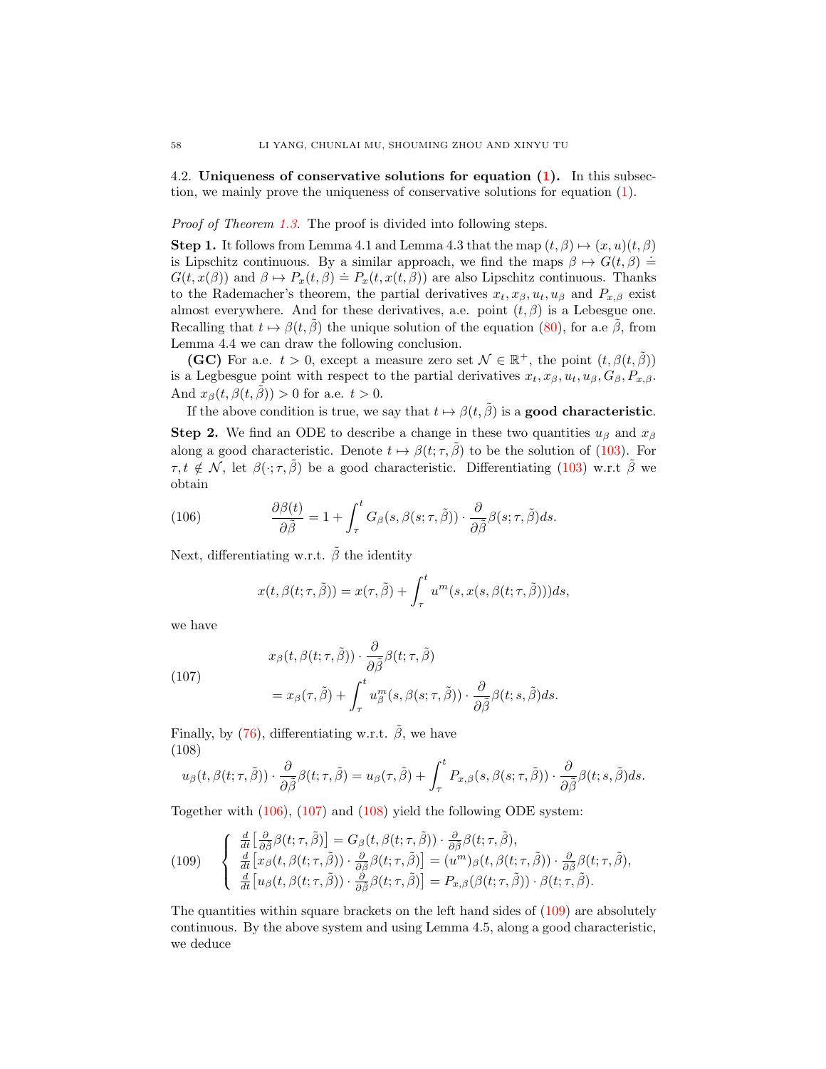4.2. **Uniqueness of conservative solutions for equation (1).** In this subsection, we mainly prove the uniqueness of conservative solutions for equation (1).

*Proof of Theorem 1.3.* The proof is divided into following steps.

**Step 1.** It follows from Lemma 4.1 and Lemma 4.3 that the map $(t,\beta)\mapsto(x,u)(t,\beta)$ is Lipschitz continuous. By a similar approach, we find the maps $\beta\mapsto G(t,\beta)\doteq G(t,x(\beta))$ and $\beta\mapsto P_x(t,\beta)\doteq P_x(t,x(t,\beta))$ are also Lipschitz continuous. Thanks to the Rademacher's theorem, the partial derivatives $x_t, x_\beta, u_t, u_\beta$ and $P_{x,\beta}$ exist almost everywhere. And for these derivatives, a.e. point $(t,\beta)$ is a Lebesgue one. Recalling that $t\mapsto\beta(t,\tilde{\beta})$ the unique solution of the equation (80), for a.e $\tilde{\beta}$, from Lemma 4.4 we can draw the following conclusion.

**(GC)** For a.e. $t>0$, except a measure zero set $\mathcal{N}\in\mathbb{R}^+$, the point $(t,\beta(t,\tilde{\beta}))$ is a Legbesgue point with respect to the partial derivatives $x_t, x_\beta, u_t, u_\beta, G_\beta, P_{x,\beta}$. And $x_\beta(t,\beta(t,\tilde{\beta}))>0$ for a.e. $t>0$.

If the above condition is true, we say that $t\mapsto\beta(t,\tilde{\beta})$ is a **good characteristic**.

**Step 2.** We find an ODE to describe a change in these two quantities $u_\beta$ and $x_\beta$ along a good characteristic. Denote $t\mapsto\beta(t;\tau,\tilde{\beta})$ to be the solution of (103). For $\tau,t\notin\mathcal{N}$, let $\beta(\cdot;\tau,\tilde{\beta})$ be a good characteristic. Differentiating (103) w.r.t $\tilde{\beta}$ we obtain

$$\frac{\partial\beta(t)}{\partial\tilde{\beta}}=1+\int_\tau^t G_\beta(s,\beta(s;\tau,\tilde{\beta}))\cdot\frac{\partial}{\partial\tilde{\beta}}\beta(s;\tau,\tilde{\beta})ds. \tag{106}$$

Next, differentiating w.r.t. $\tilde{\beta}$ the identity

$$x(t,\beta(t;\tau,\tilde{\beta}))=x(\tau,\tilde{\beta})+\int_\tau^t u^m(s,x(s,\beta(t;\tau,\tilde{\beta})))ds,$$

we have

$$\begin{aligned}&x_\beta(t,\beta(t;\tau,\tilde{\beta}))\cdot\frac{\partial}{\partial\tilde{\beta}}\beta(t;\tau,\tilde{\beta})\\&=x_\beta(\tau,\tilde{\beta})+\int_\tau^t u^m_\beta(s,\beta(s;\tau,\tilde{\beta}))\cdot\frac{\partial}{\partial\tilde{\beta}}\beta(t;s,\tilde{\beta})ds.\end{aligned} \tag{107}$$

Finally, by (76), differentiating w.r.t. $\tilde{\beta}$, we have

$$u_\beta(t,\beta(t;\tau,\tilde{\beta}))\cdot\frac{\partial}{\partial\tilde{\beta}}\beta(t;\tau,\tilde{\beta})=u_\beta(\tau,\tilde{\beta})+\int_\tau^t P_{x,\beta}(s,\beta(s;\tau,\tilde{\beta}))\cdot\frac{\partial}{\partial\tilde{\beta}}\beta(t;s,\tilde{\beta})ds. \tag{108}$$

Together with (106), (107) and (108) yield the following ODE system:

$$\begin{cases}\frac{d}{dt}\left[\frac{\partial}{\partial\tilde{\beta}}\beta(t;\tau,\tilde{\beta})\right]=G_\beta(t,\beta(t;\tau,\tilde{\beta}))\cdot\frac{\partial}{\partial\tilde{\beta}}\beta(t;\tau,\tilde{\beta}),\\ \frac{d}{dt}\left[x_\beta(t,\beta(t;\tau,\tilde{\beta}))\cdot\frac{\partial}{\partial\tilde{\beta}}\beta(t;\tau,\tilde{\beta})\right]=(u^m)_\beta(t,\beta(t;\tau,\tilde{\beta}))\cdot\frac{\partial}{\partial\tilde{\beta}}\beta(t;\tau,\tilde{\beta}),\\ \frac{d}{dt}\left[u_\beta(t,\beta(t;\tau,\tilde{\beta}))\cdot\frac{\partial}{\partial\tilde{\beta}}\beta(t;\tau,\tilde{\beta})\right]=P_{x,\beta}(\beta(t;\tau,\tilde{\beta}))\cdot\beta(t;\tau,\tilde{\beta}).\end{cases} \tag{109}$$

The quantities within square brackets on the left hand sides of (109) are absolutely continuous. By the above system and using Lemma 4.5, along a good characteristic, we deduce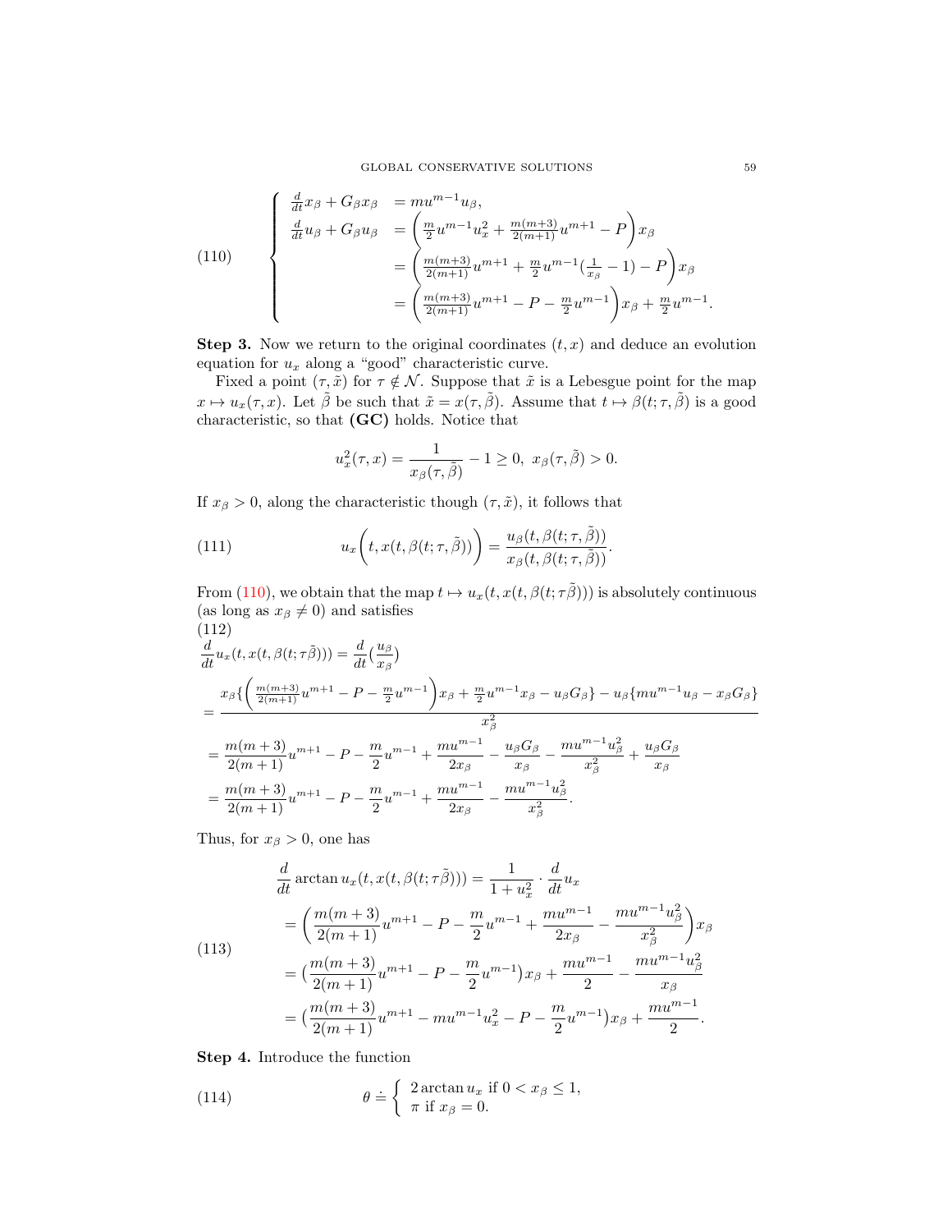$$
(110) \qquad \begin{cases} \frac{d}{dt}x_\beta + G_\beta x_\beta &= m u^{m-1} u_\beta, \\ \frac{d}{dt}u_\beta + G_\beta u_\beta &= \left( \frac{m}{2} u^{m-1} u_x^2 + \frac{m(m+3)}{2(m+1)} u^{m+1} - P \right) x_\beta \\ &= \left( \frac{m(m+3)}{2(m+1)} u^{m+1} + \frac{m}{2} u^{m-1} (\frac{1}{x_\beta} - 1) - P \right) x_\beta \\ &= \left( \frac{m(m+3)}{2(m+1)} u^{m+1} - P - \frac{m}{2} u^{m-1} \right) x_\beta + \frac{m}{2} u^{m-1}. \end{cases}
$$

**Step 3.** Now we return to the original coordinates $(t, x)$ and deduce an evolution equation for $u_x$ along a "good" characteristic curve.

Fixed a point $(\tau, \tilde{x})$ for $\tau \notin \mathcal{N}$. Suppose that $\tilde{x}$ is a Lebesgue point for the map $x \mapsto u_x(\tau, x)$. Let $\tilde{\beta}$ be such that $\tilde{x} = x(\tau, \tilde{\beta})$. Assume that $t \mapsto \beta(t; \tau, \tilde{\beta})$ is a good characteristic, so that **(GC)** holds. Notice that

$$
u_x^2(\tau, x) = \frac{1}{x_\beta(\tau, \tilde{\beta})} - 1 \geq 0, \ \ x_\beta(\tau, \tilde{\beta}) > 0.
$$

If $x_\beta > 0$, along the characteristic though $(\tau, \tilde{x})$, it follows that

$$
(111) \qquad u_x\Big(t, x(t, \beta(t; \tau, \tilde{\beta}))\Big) = \frac{u_\beta(t, \beta(t; \tau, \tilde{\beta}))}{x_\beta(t, \beta(t; \tau, \tilde{\beta}))}.
$$

From (110), we obtain that the map $t \mapsto u_x(t, x(t, \beta(t; \tau\tilde{\beta})))$ is absolutely continuous (as long as $x_\beta \neq 0$) and satisfies

(112)
$$
\begin{aligned}
&\frac{d}{dt} u_x(t, x(t, \beta(t; \tau\tilde{\beta}))) = \frac{d}{dt}\Big(\frac{u_\beta}{x_\beta}\Big) \\
&= \frac{x_\beta \{ \left( \frac{m(m+3)}{2(m+1)} u^{m+1} - P - \frac{m}{2} u^{m-1} \right) x_\beta + \frac{m}{2} u^{m-1} x_\beta - u_\beta G_\beta \} - u_\beta \{ m u^{m-1} u_\beta - x_\beta G_\beta \}}{x_\beta^2} \\
&= \frac{m(m+3)}{2(m+1)} u^{m+1} - P - \frac{m}{2} u^{m-1} + \frac{m u^{m-1}}{2 x_\beta} - \frac{u_\beta G_\beta}{x_\beta} - \frac{m u^{m-1} u_\beta^2}{x_\beta^2} + \frac{u_\beta G_\beta}{x_\beta} \\
&= \frac{m(m+3)}{2(m+1)} u^{m+1} - P - \frac{m}{2} u^{m-1} + \frac{m u^{m-1}}{2 x_\beta} - \frac{m u^{m-1} u_\beta^2}{x_\beta^2}.
\end{aligned}
$$

Thus, for $x_\beta > 0$, one has

$$
(113) \qquad \begin{aligned}
\frac{d}{dt} \arctan u_x(t, x(t, \beta(t; \tau\tilde{\beta}))) &= \frac{1}{1 + u_x^2} \cdot \frac{d}{dt} u_x \\
&= \left( \frac{m(m+3)}{2(m+1)} u^{m+1} - P - \frac{m}{2} u^{m-1} + \frac{m u^{m-1}}{2 x_\beta} - \frac{m u^{m-1} u_\beta^2}{x_\beta^2} \right) x_\beta \\
&= \big( \frac{m(m+3)}{2(m+1)} u^{m+1} - P - \frac{m}{2} u^{m-1} \big) x_\beta + \frac{m u^{m-1}}{2} - \frac{m u^{m-1} u_\beta^2}{x_\beta} \\
&= \big( \frac{m(m+3)}{2(m+1)} u^{m+1} - m u^{m-1} u_x^2 - P - \frac{m}{2} u^{m-1} \big) x_\beta + \frac{m u^{m-1}}{2}.
\end{aligned}
$$

**Step 4.** Introduce the function

$$
(114) \qquad \theta \doteq \begin{cases} 2 \arctan u_x \text{ if } 0 < x_\beta \leq 1, \\ \pi \text{ if } x_\beta = 0. \end{cases}
$$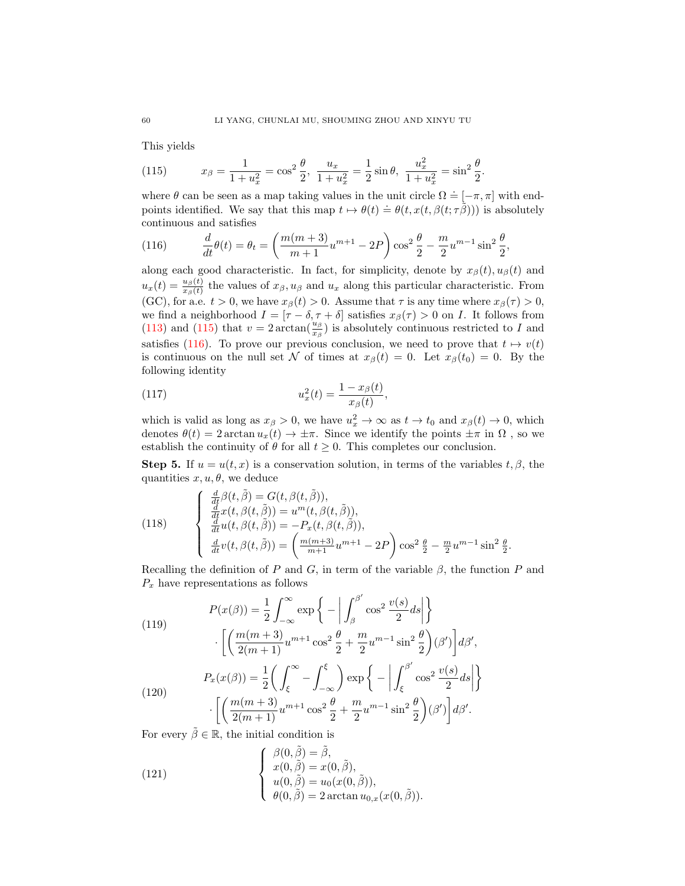This yields

$$x_\beta = \frac{1}{1+u_x^2} = \cos^2\frac{\theta}{2},\ \frac{u_x}{1+u_x^2} = \frac{1}{2}\sin\theta,\ \frac{u_x^2}{1+u_x^2} = \sin^2\frac{\theta}{2}. \tag{115}$$

where $\theta$ can be seen as a map taking values in the unit circle $\Omega \doteq [-\pi,\pi]$ with endpoints identified. We say that this map $t \mapsto \theta(t) \doteq \theta(t, x(t,\beta(t;\tau\tilde{\beta})))$ is absolutely continuous and satisfies

$$\frac{d}{dt}\theta(t) = \theta_t = \left(\frac{m(m+3)}{m+1}u^{m+1} - 2P\right)\cos^2\frac{\theta}{2} - \frac{m}{2}u^{m-1}\sin^2\frac{\theta}{2}, \tag{116}$$

along each good characteristic. In fact, for simplicity, denote by $x_\beta(t), u_\beta(t)$ and $u_x(t) = \frac{u_\beta(t)}{x_\beta(t)}$ the values of $x_\beta, u_\beta$ and $u_x$ along this particular characteristic. From (GC), for a.e. $t > 0$, we have $x_\beta(t) > 0$. Assume that $\tau$ is any time where $x_\beta(\tau) > 0$, we find a neighborhood $I = [\tau - \delta, \tau + \delta]$ satisfies $x_\beta(\tau) > 0$ on $I$. It follows from (113) and (115) that $v = 2\arctan(\frac{u_\beta}{x_\beta})$ is absolutely continuous restricted to $I$ and satisfies (116). To prove our previous conclusion, we need to prove that $t \mapsto v(t)$ is continuous on the null set $\mathcal{N}$ of times at $x_\beta(t) = 0$. Let $x_\beta(t_0) = 0$. By the following identity

$$u_x^2(t) = \frac{1 - x_\beta(t)}{x_\beta(t)}, \tag{117}$$

which is valid as long as $x_\beta > 0$, we have $u_x^2 \to \infty$ as $t \to t_0$ and $x_\beta(t) \to 0$, which denotes $\theta(t) = 2\arctan u_x(t) \to \pm\pi$. Since we identify the points $\pm\pi$ in $\Omega$ , so we establish the continuity of $\theta$ for all $t \geq 0$. This completes our conclusion.

**Step 5.** If $u = u(t,x)$ is a conservation solution, in terms of the variables $t, \beta$, the quantities $x, u, \theta$, we deduce

$$\begin{cases} \frac{d}{dt}\beta(t,\tilde{\beta}) = G(t,\beta(t,\tilde{\beta})), \\ \frac{d}{dt}x(t,\beta(t,\tilde{\beta})) = u^m(t,\beta(t,\tilde{\beta})), \\ \frac{d}{dt}u(t,\beta(t,\tilde{\beta})) = -P_x(t,\beta(t,\tilde{\beta})), \\ \frac{d}{dt}v(t,\beta(t,\tilde{\beta})) = \left(\frac{m(m+3)}{m+1}u^{m+1} - 2P\right)\cos^2\frac{\theta}{2} - \frac{m}{2}u^{m-1}\sin^2\frac{\theta}{2}. \end{cases} \tag{118}$$

Recalling the definition of $P$ and $G$, in term of the variable $\beta$, the function $P$ and $P_x$ have representations as follows

$$\begin{aligned} P(x(\beta)) = \frac{1}{2}\int_{-\infty}^{\infty} &\exp\left\{ -\left|\int_\beta^{\beta'} \cos^2\frac{v(s)}{2}ds\right|\right\} \\ &\cdot \left[\left(\frac{m(m+3)}{2(m+1)}u^{m+1}\cos^2\frac{\theta}{2} + \frac{m}{2}u^{m-1}\sin^2\frac{\theta}{2}\right)(\beta')\right]d\beta', \end{aligned} \tag{119}$$

$$\begin{aligned} P_x(x(\beta)) = \frac{1}{2}\left(\int_\xi^\infty - \int_{-\infty}^\xi\right) &\exp\left\{ -\left|\int_\xi^{\beta'} \cos^2\frac{v(s)}{2}ds\right|\right\} \\ &\cdot \left[\left(\frac{m(m+3)}{2(m+1)}u^{m+1}\cos^2\frac{\theta}{2} + \frac{m}{2}u^{m-1}\sin^2\frac{\theta}{2}\right)(\beta')\right]d\beta'. \end{aligned} \tag{120}$$

For every $\tilde{\beta} \in \mathbb{R}$, the initial condition is

$$\begin{cases} \beta(0,\tilde{\beta}) = \tilde{\beta}, \\ x(0,\tilde{\beta}) = x(0,\tilde{\beta}), \\ u(0,\tilde{\beta}) = u_0(x(0,\tilde{\beta})), \\ \theta(0,\tilde{\beta}) = 2\arctan u_{0,x}(x(0,\tilde{\beta})). \end{cases} \tag{121}$$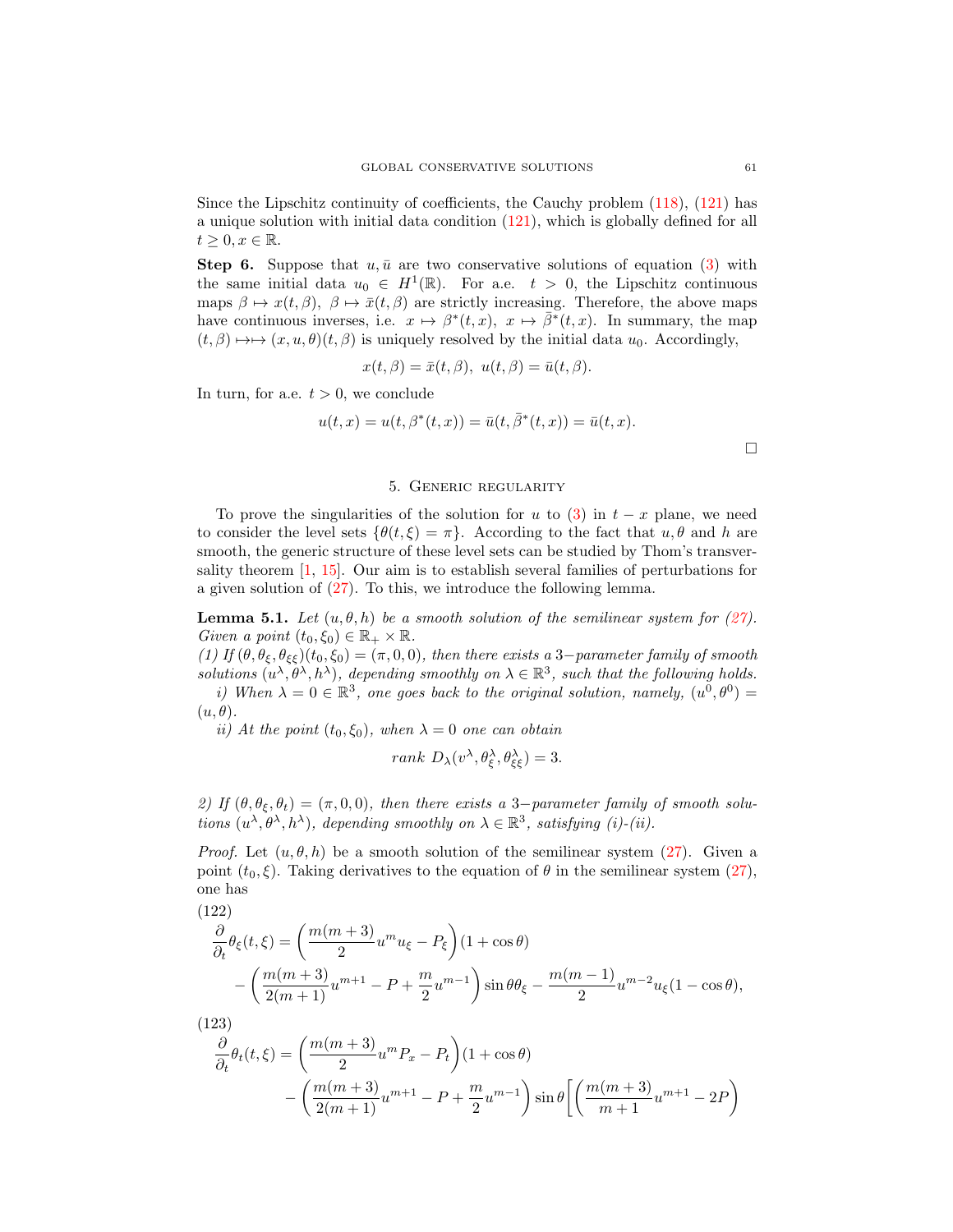Since the Lipschitz continuity of coefficients, the Cauchy problem (118), (121) has a unique solution with initial data condition (121), which is globally defined for all $t \geq 0, x \in \mathbb{R}$.

**Step 6.** Suppose that $u, \bar{u}$ are two conservative solutions of equation (3) with the same initial data $u_0 \in H^1(\mathbb{R})$. For a.e. $t > 0$, the Lipschitz continuous maps $\beta \mapsto x(t,\beta)$, $\beta \mapsto \bar{x}(t,\beta)$ are strictly increasing. Therefore, the above maps have continuous inverses, i.e. $x \mapsto \beta^*(t,x)$, $x \mapsto \bar{\beta}^*(t,x)$. In summary, the map $(t,\beta) \mapsto\mapsto (x,u,\theta)(t,\beta)$ is uniquely resolved by the initial data $u_0$. Accordingly,

$$x(t,\beta) = \bar{x}(t,\beta),\ u(t,\beta) = \bar{u}(t,\beta).$$

In turn, for a.e. $t > 0$, we conclude

$$u(t,x) = u(t,\beta^*(t,x)) = \bar{u}(t,\bar{\beta}^*(t,x)) = \bar{u}(t,x).$$

□

## 5. Generic regularity

To prove the singularities of the solution for $u$ to (3) in $t-x$ plane, we need to consider the level sets $\{\theta(t,\xi) = \pi\}$. According to the fact that $u, \theta$ and $h$ are smooth, the generic structure of these level sets can be studied by Thom's transversality theorem [1, 15]. Our aim is to establish several families of perturbations for a given solution of (27). To this, we introduce the following lemma.

**Lemma 5.1.** *Let $(u,\theta,h)$ be a smooth solution of the semilinear system for (27). Given a point $(t_0,\xi_0) \in \mathbb{R}_+ \times \mathbb{R}$.*
*(1) If $(\theta,\theta_\xi,\theta_{\xi\xi})(t_0,\xi_0) = (\pi,0,0)$, then there exists a $3-$parameter family of smooth solutions $(u^\lambda,\theta^\lambda,h^\lambda)$, depending smoothly on $\lambda \in \mathbb{R}^3$, such that the following holds.*
*i) When $\lambda = 0 \in \mathbb{R}^3$, one goes back to the original solution, namely, $(u^0,\theta^0) = (u,\theta)$.*
*ii) At the point $(t_0,\xi_0)$, when $\lambda = 0$ one can obtain*

$$rank\ D_\lambda(v^\lambda,\theta^\lambda_\xi,\theta^\lambda_{\xi\xi}) = 3.$$

*2) If $(\theta,\theta_\xi,\theta_t) = (\pi,0,0)$, then there exists a $3-$parameter family of smooth solutions $(u^\lambda,\theta^\lambda,h^\lambda)$, depending smoothly on $\lambda \in \mathbb{R}^3$, satisfying (i)-(ii).*

*Proof.* Let $(u,\theta,h)$ be a smooth solution of the semilinear system (27). Given a point $(t_0,\xi)$. Taking derivatives to the equation of $\theta$ in the semilinear system (27), one has

(122)
$$\begin{aligned}\frac{\partial}{\partial_t}\theta_\xi(t,\xi) &= \left(\frac{m(m+3)}{2}u^m u_\xi - P_\xi\right)(1+\cos\theta)\\ &\quad - \left(\frac{m(m+3)}{2(m+1)}u^{m+1} - P + \frac{m}{2}u^{m-1}\right)\sin\theta\theta_\xi - \frac{m(m-1)}{2}u^{m-2}u_\xi(1-\cos\theta),\end{aligned}$$

(123)
$$\begin{aligned}\frac{\partial}{\partial_t}\theta_t(t,\xi) &= \left(\frac{m(m+3)}{2}u^m P_x - P_t\right)(1+\cos\theta)\\ &\quad - \left(\frac{m(m+3)}{2(m+1)}u^{m+1} - P + \frac{m}{2}u^{m-1}\right)\sin\theta\left[\left(\frac{m(m+3)}{m+1}u^{m+1} - 2P\right)\right.\end{aligned}$$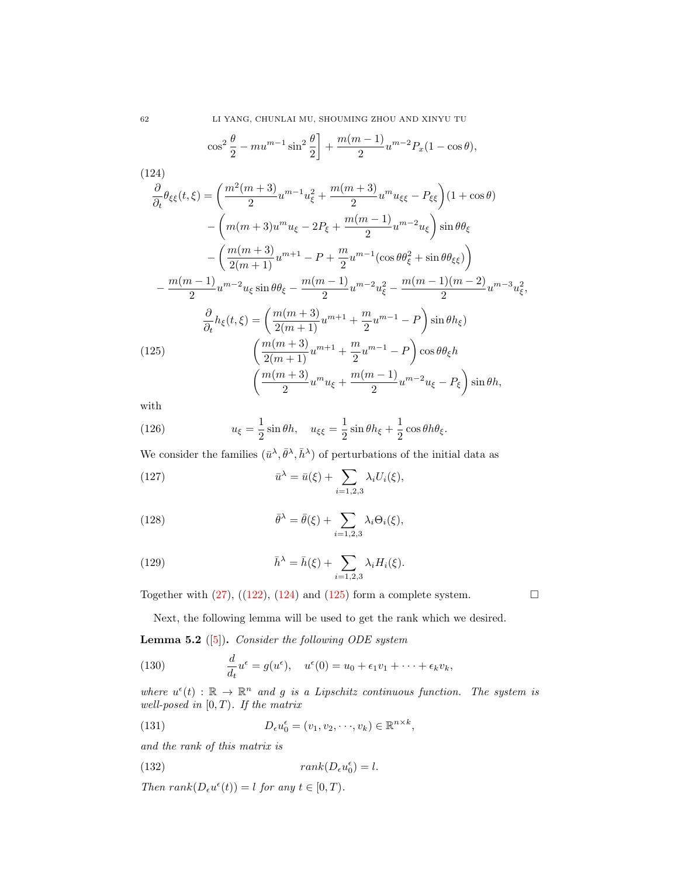$$\cos^2\frac{\theta}{2} - mu^{m-1}\sin^2\frac{\theta}{2}\bigg] + \frac{m(m-1)}{2}u^{m-2}P_x(1-\cos\theta),$$

(124)

$$\begin{aligned}
\frac{\partial}{\partial_t}\theta_{\xi\xi}(t,\xi) &= \left(\frac{m^2(m+3)}{2}u^{m-1}u_\xi^2 + \frac{m(m+3)}{2}u^m u_{\xi\xi} - P_{\xi\xi}\right)(1+\cos\theta)\\
&\quad - \left(m(m+3)u^m u_\xi - 2P_\xi + \frac{m(m-1)}{2}u^{m-2}u_\xi\right)\sin\theta\theta_\xi\\
&\quad - \left(\frac{m(m+3)}{2(m+1)}u^{m+1} - P + \frac{m}{2}u^{m-1}(\cos\theta\theta_\xi^2 + \sin\theta\theta_{\xi\xi})\right)\\
&- \frac{m(m-1)}{2}u^{m-2}u_\xi\sin\theta\theta_\xi - \frac{m(m-1)}{2}u^{m-2}u_\xi^2 - \frac{m(m-1)(m-2)}{2}u^{m-3}u_\xi^2,
\end{aligned}$$

$$\begin{aligned}
\frac{\partial}{\partial_t}h_\xi(t,\xi) &= \left(\frac{m(m+3)}{2(m+1)}u^{m+1} + \frac{m}{2}u^{m-1} - P\right)\sin\theta h_\xi)\\
&\quad \left(\frac{m(m+3)}{2(m+1)}u^{m+1} + \frac{m}{2}u^{m-1} - P\right)\cos\theta\theta_\xi h\\
&\quad \left(\frac{m(m+3)}{2}u^m u_\xi + \frac{m(m-1)}{2}u^{m-2}u_\xi - P_\xi\right)\sin\theta h,
\end{aligned} \tag{125}$$

with

$$u_\xi = \frac{1}{2}\sin\theta h, \quad u_{\xi\xi} = \frac{1}{2}\sin\theta h_\xi + \frac{1}{2}\cos\theta h\theta_\xi. \tag{126}$$

We consider the families $(\bar{u}^\lambda, \bar{\theta}^\lambda, \bar{h}^\lambda)$ of perturbations of the initial data as

$$\bar{u}^\lambda = \bar{u}(\xi) + \sum_{i=1,2,3}\lambda_i U_i(\xi), \tag{127}$$

$$\bar{\theta}^\lambda = \bar{\theta}(\xi) + \sum_{i=1,2,3}\lambda_i \Theta_i(\xi), \tag{128}$$

$$\bar{h}^\lambda = \bar{h}(\xi) + \sum_{i=1,2,3}\lambda_i H_i(\xi). \tag{129}$$

Together with (27), ((122), (124) and (125) form a complete system. □

Next, the following lemma will be used to get the rank which we desired.

**Lemma 5.2** ([5]). *Consider the following ODE system*

$$\frac{d}{d_t}u^\epsilon = g(u^\epsilon), \quad u^\epsilon(0) = u_0 + \epsilon_1 v_1 + \cdots + \epsilon_k v_k, \tag{130}$$

*where $u^\epsilon(t): \mathbb{R} \to \mathbb{R}^n$ and $g$ is a Lipschitz continuous function. The system is well-posed in $[0,T)$. If the matrix*

$$D_\epsilon u_0^\epsilon = (v_1, v_2, \cdots, v_k) \in \mathbb{R}^{n\times k}, \tag{131}$$

*and the rank of this matrix is*

$$rank(D_\epsilon u_0^\epsilon) = l. \tag{132}$$

*Then $rank(D_\epsilon u^\epsilon(t)) = l$ for any $t \in [0,T)$.*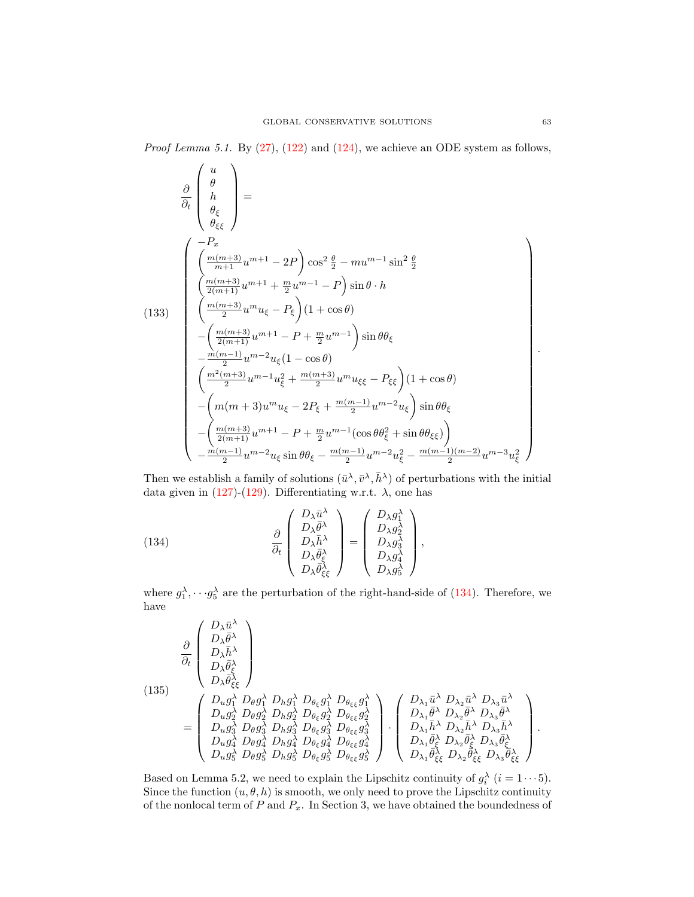*Proof Lemma 5.1.* By (27), (122) and (124), we achieve an ODE system as follows,

$$
\frac{\partial}{\partial_t}\begin{pmatrix} u \\ \theta \\ h \\ \theta_\xi \\ \theta_{\xi\xi} \end{pmatrix} =
$$

$$
\begin{pmatrix}
-P_x \\
\left(\frac{m(m+3)}{m+1}u^{m+1} - 2P\right)\cos^2\frac{\theta}{2} - mu^{m-1}\sin^2\frac{\theta}{2} \\
\left(\frac{m(m+3)}{2(m+1)}u^{m+1} + \frac{m}{2}u^{m-1} - P\right)\sin\theta\cdot h \\
\left(\frac{m(m+3)}{2}u^m u_\xi - P_\xi\right)(1+\cos\theta) \\
-\left(\frac{m(m+3)}{2(m+1)}u^{m+1} - P + \frac{m}{2}u^{m-1}\right)\sin\theta\theta_\xi \\
-\frac{m(m-1)}{2}u^{m-2}u_\xi(1-\cos\theta) \\
\left(\frac{m^2(m+3)}{2}u^{m-1}u_\xi^2 + \frac{m(m+3)}{2}u^m u_{\xi\xi} - P_{\xi\xi}\right)(1+\cos\theta) \\
-\left(m(m+3)u^m u_\xi - 2P_\xi + \frac{m(m-1)}{2}u^{m-2}u_\xi\right)\sin\theta\theta_\xi \\
-\left(\frac{m(m+3)}{2(m+1)}u^{m+1} - P + \frac{m}{2}u^{m-1}(\cos\theta\theta_\xi^2 + \sin\theta\theta_{\xi\xi})\right) \\
-\frac{m(m-1)}{2}u^{m-2}u_\xi\sin\theta\theta_\xi - \frac{m(m-1)}{2}u^{m-2}u_\xi^2 - \frac{m(m-1)(m-2)}{2}u^{m-3}u_\xi^2
\end{pmatrix}. \tag{133}
$$

Then we establish a family of solutions $(\bar{u}^\lambda, \bar{v}^\lambda, \bar{h}^\lambda)$ of perturbations with the initial data given in (127)-(129). Differentiating w.r.t. $\lambda$, one has

$$
\frac{\partial}{\partial_t}\begin{pmatrix} D_\lambda\bar{u}^\lambda \\ D_\lambda\bar{\theta}^\lambda \\ D_\lambda\bar{h}^\lambda \\ D_\lambda\bar{\theta}_\xi^\lambda \\ D_\lambda\bar{\theta}_{\xi\xi}^\lambda \end{pmatrix} = \begin{pmatrix} D_\lambda g_1^\lambda \\ D_\lambda g_2^\lambda \\ D_\lambda g_3^\lambda \\ D_\lambda g_4^\lambda \\ D_\lambda g_5^\lambda \end{pmatrix}, \tag{134}
$$

where $g_1^\lambda, \cdots g_5^\lambda$ are the perturbation of the right-hand-side of (134). Therefore, we have

$$
\frac{\partial}{\partial_t}\begin{pmatrix} D_\lambda\bar{u}^\lambda \\ D_\lambda\bar{\theta}^\lambda \\ D_\lambda\bar{h}^\lambda \\ D_\lambda\bar{\theta}_\xi^\lambda \\ D_\lambda\bar{\theta}_{\xi\xi}^\lambda \end{pmatrix}
= \begin{pmatrix}
D_u g_1^\lambda & D_\theta g_1^\lambda & D_h g_1^\lambda & D_{\theta_\xi} g_1^\lambda & D_{\theta_{\xi\xi}} g_1^\lambda \\
D_u g_2^\lambda & D_\theta g_2^\lambda & D_h g_2^\lambda & D_{\theta_\xi} g_2^\lambda & D_{\theta_{\xi\xi}} g_2^\lambda \\
D_u g_3^\lambda & D_\theta g_3^\lambda & D_h g_3^\lambda & D_{\theta_\xi} g_3^\lambda & D_{\theta_{\xi\xi}} g_3^\lambda \\
D_u g_4^\lambda & D_\theta g_4^\lambda & D_h g_4^\lambda & D_{\theta_\xi} g_4^\lambda & D_{\theta_{\xi\xi}} g_4^\lambda \\
D_u g_5^\lambda & D_\theta g_5^\lambda & D_h g_5^\lambda & D_{\theta_\xi} g_5^\lambda & D_{\theta_{\xi\xi}} g_5^\lambda
\end{pmatrix} \cdot
\begin{pmatrix}
D_{\lambda_1}\bar{u}^\lambda & D_{\lambda_2}\bar{u}^\lambda & D_{\lambda_3}\bar{u}^\lambda \\
D_{\lambda_1}\bar{\theta}^\lambda & D_{\lambda_2}\bar{\theta}^\lambda & D_{\lambda_3}\bar{\theta}^\lambda \\
D_{\lambda_1}\bar{h}^\lambda & D_{\lambda_2}\bar{h}^\lambda & D_{\lambda_3}\bar{h}^\lambda \\
D_{\lambda_1}\bar{\theta}_\xi^\lambda & D_{\lambda_2}\bar{\theta}_\xi^\lambda & D_{\lambda_3}\bar{\theta}_\xi^\lambda \\
D_{\lambda_1}\bar{\theta}_{\xi\xi}^\lambda & D_{\lambda_2}\bar{\theta}_{\xi\xi}^\lambda & D_{\lambda_3}\bar{\theta}_{\xi\xi}^\lambda
\end{pmatrix}. \tag{135}
$$

Based on Lemma 5.2, we need to explain the Lipschitz continuity of $g_i^\lambda$ $(i = 1\cdots 5)$. Since the function $(u, \theta, h)$ is smooth, we only need to prove the Lipschitz continuity of the nonlocal term of $P$ and $P_x$. In Section 3, we have obtained the boundedness of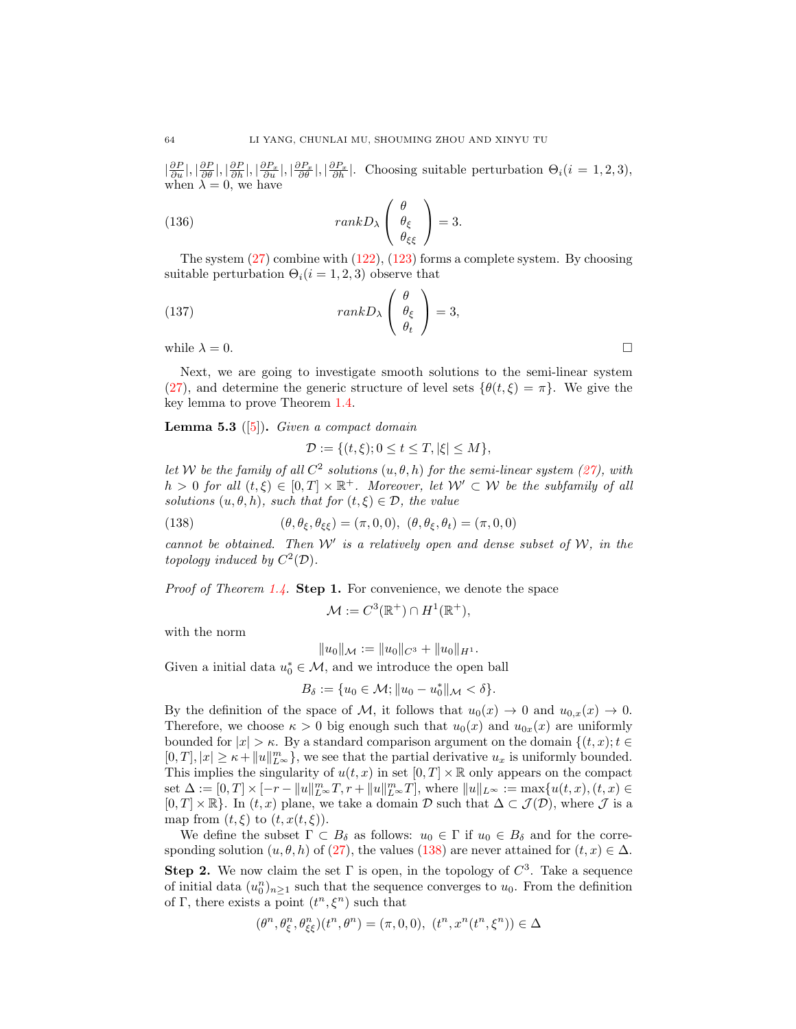$|\frac{\partial P}{\partial u}|, |\frac{\partial P}{\partial \theta}|, |\frac{\partial P}{\partial h}|, |\frac{\partial P_x}{\partial u}|, |\frac{\partial P_x}{\partial \theta}|, |\frac{\partial P_x}{\partial h}|$. Choosing suitable perturbation $\Theta_i (i = 1, 2, 3)$, when $\lambda = 0$, we have

$$
rankD_\lambda \begin{pmatrix} \theta \\ \theta_\xi \\ \theta_{\xi\xi} \end{pmatrix} = 3. \tag{136}
$$

The system (27) combine with (122), (123) forms a complete system. By choosing suitable perturbation $\Theta_i (i = 1, 2, 3)$ observe that

$$
rankD_\lambda \begin{pmatrix} \theta \\ \theta_\xi \\ \theta_t \end{pmatrix} = 3, \tag{137}
$$

while $\lambda = 0$. □

Next, we are going to investigate smooth solutions to the semi-linear system (27), and determine the generic structure of level sets $\{\theta(t, \xi) = \pi\}$. We give the key lemma to prove Theorem 1.4.

**Lemma 5.3** ([5]). *Given a compact domain*

$$
\mathcal{D} := \{(t, \xi); 0 \le t \le T, |\xi| \le M\},
$$

*let $\mathcal{W}$ be the family of all $C^2$ solutions $(u, \theta, h)$ for the semi-linear system (27), with $h > 0$ for all $(t, \xi) \in [0, T] \times \mathbb{R}^+$. Moreover, let $\mathcal{W}' \subset \mathcal{W}$ be the subfamily of all solutions $(u, \theta, h)$, such that for $(t, \xi) \in \mathcal{D}$, the value*

$$
(\theta, \theta_\xi, \theta_{\xi\xi}) = (\pi, 0, 0), \ (\theta, \theta_\xi, \theta_t) = (\pi, 0, 0) \tag{138}
$$

*cannot be obtained. Then $\mathcal{W}'$ is a relatively open and dense subset of $\mathcal{W}$, in the topology induced by $C^2(\mathcal{D})$.*

*Proof of Theorem 1.4.* **Step 1.** For convenience, we denote the space

$$
\mathcal{M} := C^3(\mathbb{R}^+) \cap H^1(\mathbb{R}^+),
$$

with the norm

$$
\|u_0\|_{\mathcal{M}} := \|u_0\|_{C^3} + \|u_0\|_{H^1}.
$$

Given a initial data $u_0^* \in \mathcal{M}$, and we introduce the open ball

$$
B_\delta := \{u_0 \in \mathcal{M}; \|u_0 - u_0^*\|_{\mathcal{M}} < \delta\}.
$$

By the definition of the space of $\mathcal{M}$, it follows that $u_0(x) \to 0$ and $u_{0,x}(x) \to 0$. Therefore, we choose $\kappa > 0$ big enough such that $u_0(x)$ and $u_{0x}(x)$ are uniformly bounded for $|x| > \kappa$. By a standard comparison argument on the domain $\{(t, x); t \in [0, T], |x| \ge \kappa + \|u\|_{L^\infty}^m\}$, we see that the partial derivative $u_x$ is uniformly bounded. This implies the singularity of $u(t, x)$ in set $[0, T] \times \mathbb{R}$ only appears on the compact set $\Delta := [0, T] \times [-r - \|u\|_{L^\infty}^m T, r + \|u\|_{L^\infty}^m T]$, where $\|u\|_{L^\infty} := \max\{u(t, x), (t, x) \in [0, T] \times \mathbb{R}\}$. In $(t, x)$ plane, we take a domain $\mathcal{D}$ such that $\Delta \subset \mathcal{J}(\mathcal{D})$, where $\mathcal{J}$ is a map from $(t, \xi)$ to $(t, x(t, \xi))$.

We define the subset $\Gamma \subset B_\delta$ as follows: $u_0 \in \Gamma$ if $u_0 \in B_\delta$ and for the corresponding solution $(u, \theta, h)$ of (27), the values (138) are never attained for $(t, x) \in \Delta$.

**Step 2.** We now claim the set $\Gamma$ is open, in the topology of $C^3$. Take a sequence of initial data $(u_0^n)_{n \ge 1}$ such that the sequence converges to $u_0$. From the definition of $\Gamma$, there exists a point $(t^n, \xi^n)$ such that

$$
(\theta^n, \theta_\xi^n, \theta_{\xi\xi}^n)(t^n, \theta^n) = (\pi, 0, 0), \ (t^n, x^n(t^n, \xi^n)) \in \Delta
$$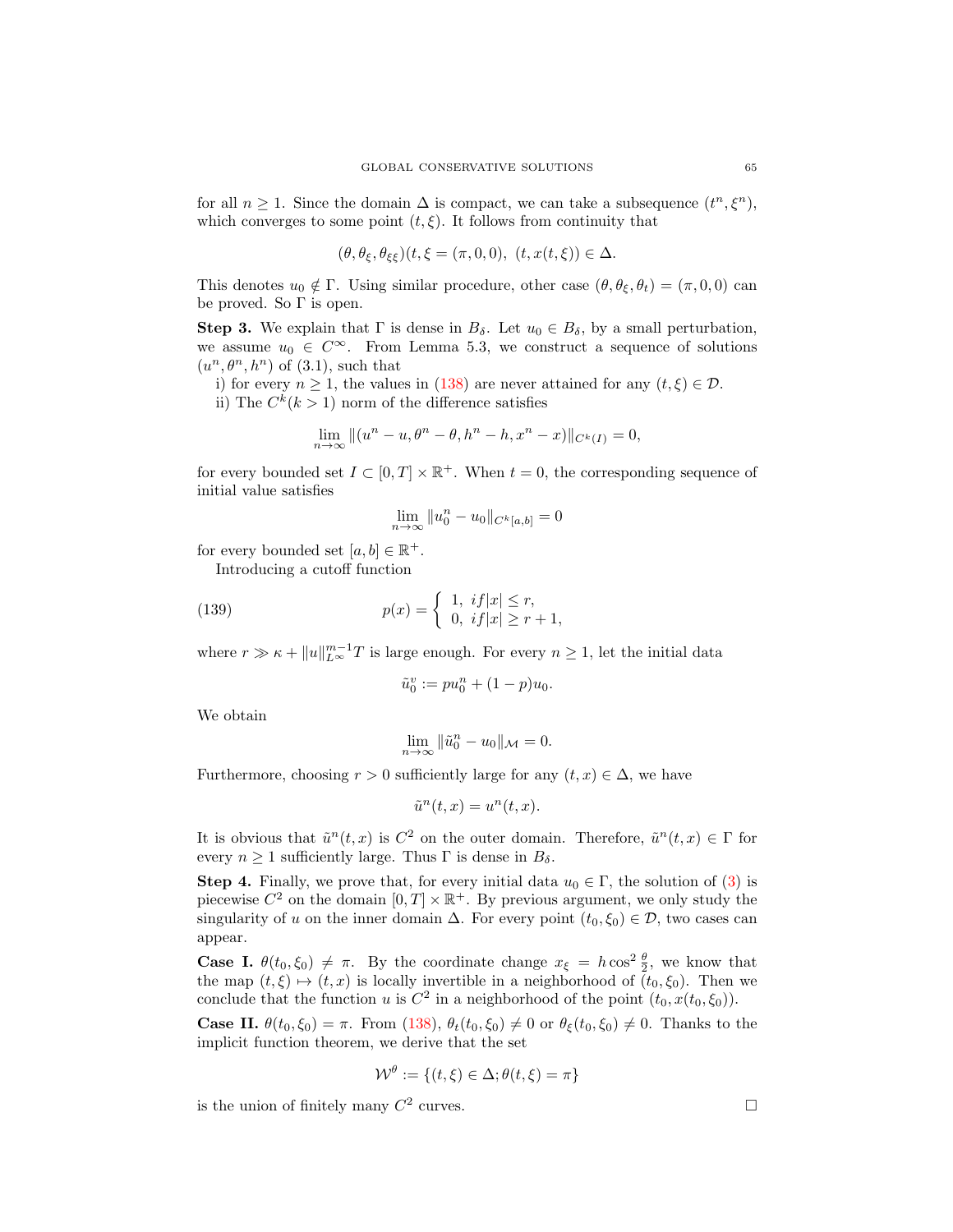for all $n \geq 1$. Since the domain $\Delta$ is compact, we can take a subsequence $(t^n, \xi^n)$, which converges to some point $(t, \xi)$. It follows from continuity that

$$(\theta, \theta_\xi, \theta_{\xi\xi})(t, \xi = (\pi, 0, 0),\ (t, x(t, \xi)) \in \Delta.$$

This denotes $u_0 \notin \Gamma$. Using similar procedure, other case $(\theta, \theta_\xi, \theta_t) = (\pi, 0, 0)$ can be proved. So $\Gamma$ is open.

**Step 3.** We explain that $\Gamma$ is dense in $B_\delta$. Let $u_0 \in B_\delta$, by a small perturbation, we assume $u_0 \in C^\infty$. From Lemma 5.3, we construct a sequence of solutions $(u^n, \theta^n, h^n)$ of (3.1), such that

i) for every $n \geq 1$, the values in (138) are never attained for any $(t, \xi) \in \mathcal{D}$.
ii) The $C^k(k > 1)$ norm of the difference satisfies

$$\lim_{n\to\infty} \|(u^n - u, \theta^n - \theta, h^n - h, x^n - x)\|_{C^k(I)} = 0,$$

for every bounded set $I \subset [0, T] \times \mathbb{R}^+$. When $t = 0$, the corresponding sequence of initial value satisfies

$$\lim_{n\to\infty} \|u_0^n - u_0\|_{C^k[a,b]} = 0$$

for every bounded set $[a, b] \in \mathbb{R}^+$.

Introducing a cutoff function

$$p(x) = \begin{cases} 1, & if|x| \leq r, \\ 0, & if|x| \geq r + 1, \end{cases} \tag{139}$$

where $r \gg \kappa + \|u\|_{L^\infty}^{m-1} T$ is large enough. For every $n \geq 1$, let the initial data

$$\tilde{u}_0^v := p u_0^n + (1 - p) u_0.$$

We obtain

$$\lim_{n\to\infty} \|\tilde{u}_0^n - u_0\|_{\mathcal{M}} = 0.$$

Furthermore, choosing $r > 0$ sufficiently large for any $(t, x) \in \Delta$, we have

$$\tilde{u}^n(t, x) = u^n(t, x).$$

It is obvious that $\tilde{u}^n(t, x)$ is $C^2$ on the outer domain. Therefore, $\tilde{u}^n(t, x) \in \Gamma$ for every $n \geq 1$ sufficiently large. Thus $\Gamma$ is dense in $B_\delta$.

**Step 4.** Finally, we prove that, for every initial data $u_0 \in \Gamma$, the solution of (3) is piecewise $C^2$ on the domain $[0, T] \times \mathbb{R}^+$. By previous argument, we only study the singularity of $u$ on the inner domain $\Delta$. For every point $(t_0, \xi_0) \in \mathcal{D}$, two cases can appear.

**Case I.** $\theta(t_0, \xi_0) \neq \pi$. By the coordinate change $x_\xi = h \cos^2 \frac{\theta}{2}$, we know that the map $(t, \xi) \mapsto (t, x)$ is locally invertible in a neighborhood of $(t_0, \xi_0)$. Then we conclude that the function $u$ is $C^2$ in a neighborhood of the point $(t_0, x(t_0, \xi_0))$.

**Case II.** $\theta(t_0, \xi_0) = \pi$. From (138), $\theta_t(t_0, \xi_0) \neq 0$ or $\theta_\xi(t_0, \xi_0) \neq 0$. Thanks to the implicit function theorem, we derive that the set

$$\mathcal{W}^\theta := \{(t, \xi) \in \Delta; \theta(t, \xi) = \pi\}$$

is the union of finitely many $C^2$ curves. $\square$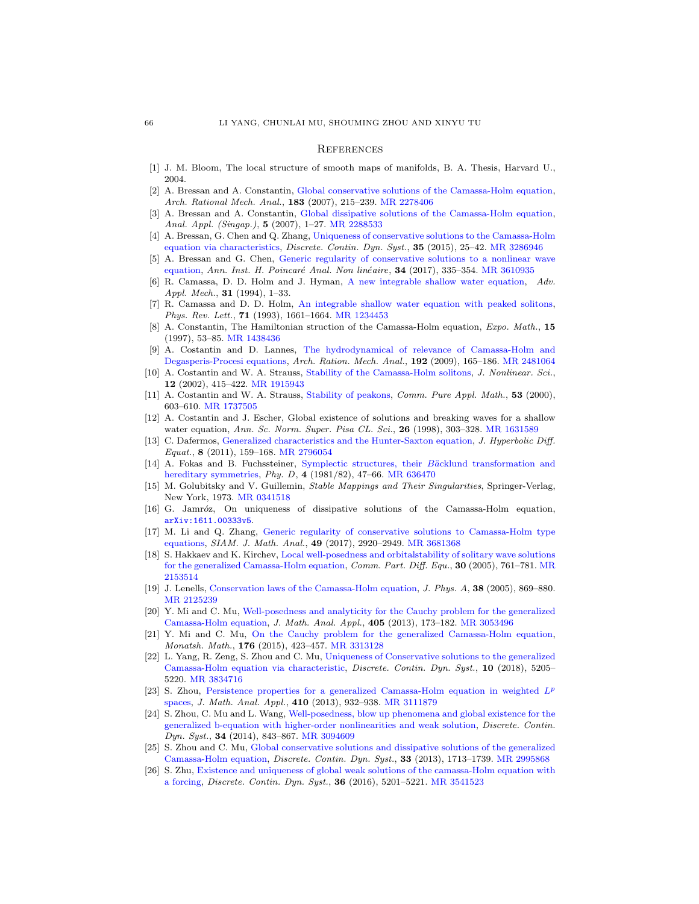## References

[1] J. M. Bloom, The local structure of smooth maps of manifolds, B. A. Thesis, Harvard U., 2004.

[2] A. Bressan and A. Constantin, Global conservative solutions of the Camassa-Holm equation, *Arch. Rational Mech. Anal.*, **183** (2007), 215–239. MR 2278406

[3] A. Bressan and A. Constantin, Global dissipative solutions of the Camassa-Holm equation, *Anal. Appl. (Singap.)*, **5** (2007), 1–27. MR 2288533

[4] A. Bressan, G. Chen and Q. Zhang, Uniqueness of conservative solutions to the Camassa-Holm equation via characteristics, *Discrete. Contin. Dyn. Syst.*, **35** (2015), 25–42. MR 3286946

[5] A. Bressan and G. Chen, Generic regularity of conservative solutions to a nonlinear wave equation, *Ann. Inst. H. Poincaré Anal. Non linéaire*, **34** (2017), 335–354. MR 3610935

[6] R. Camassa, D. D. Holm and J. Hyman, A new integrable shallow water equation, *Adv. Appl. Mech.*, **31** (1994), 1–33.

[7] R. Camassa and D. D. Holm, An integrable shallow water equation with peaked solitons, *Phys. Rev. Lett.*, **71** (1993), 1661–1664. MR 1234453

[8] A. Constantin, The Hamiltonian struction of the Camassa-Holm equation, *Expo. Math.*, **15** (1997), 53–85. MR 1438436

[9] A. Costantin and D. Lannes, The hydrodynamical of relevance of Camassa-Holm and Degasperis-Procesi equations, *Arch. Ration. Mech. Anal.*, **192** (2009), 165–186. MR 2481064

[10] A. Costantin and W. A. Strauss, Stability of the Camassa-Holm solitons, *J. Nonlinear. Sci.*, **12** (2002), 415–422. MR 1915943

[11] A. Costantin and W. A. Strauss, Stability of peakons, *Comm. Pure Appl. Math.*, **53** (2000), 603–610. MR 1737505

[12] A. Costantin and J. Escher, Global existence of solutions and breaking waves for a shallow water equation, *Ann. Sc. Norm. Super. Pisa CL. Sci.*, **26** (1998), 303–328. MR 1631589

[13] C. Dafermos, Generalized characteristics and the Hunter-Saxton equation, *J. Hyperbolic Diff. Equat.*, **8** (2011), 159–168. MR 2796054

[14] A. Fokas and B. Fuchssteiner, Symplectic structures, their Bäcklund transformation and hereditary symmetries, *Phy. D*, **4** (1981/82), 47–66. MR 636470

[15] M. Golubitsky and V. Guillemin, *Stable Mappings and Their Singularities*, Springer-Verlag, New York, 1973. MR 0341518

[16] G. Jamróz, On uniqueness of dissipative solutions of the Camassa-Holm equation, arXiv:1611.00333v5.

[17] M. Li and Q. Zhang, Generic regularity of conservative solutions to Camassa-Holm type equations, *SIAM. J. Math. Anal.*, **49** (2017), 2920–2949. MR 3681368

[18] S. Hakkaev and K. Kirchev, Local well-posedness and orbitalstability of solitary wave solutions for the generalized Camassa-Holm equation, *Comm. Part. Diff. Equ.*, **30** (2005), 761–781. MR 2153514

[19] J. Lenells, Conservation laws of the Camassa-Holm equation, *J. Phys. A*, **38** (2005), 869–880. MR 2125239

[20] Y. Mi and C. Mu, Well-posedness and analyticity for the Cauchy problem for the generalized Camassa-Holm equation, *J. Math. Anal. Appl.*, **405** (2013), 173–182. MR 3053496

[21] Y. Mi and C. Mu, On the Cauchy problem for the generalized Camassa-Holm equation, *Monatsh. Math.*, **176** (2015), 423–457. MR 3313128

[22] L. Yang, R. Zeng, S. Zhou and C. Mu, Uniqueness of Conservative solutions to the generalized Camassa-Holm equation via characteristic, *Discrete. Contin. Dyn. Syst.*, **10** (2018), 5205–5220. MR 3834716

[23] S. Zhou, Persistence properties for a generalized Camassa-Holm equation in weighted $L^p$ spaces, *J. Math. Anal. Appl.*, **410** (2013), 932–938. MR 3111879

[24] S. Zhou, C. Mu and L. Wang, Well-posedness, blow up phenomena and global existence for the generalized b-equation with higher-order nonlinearities and weak solution, *Discrete. Contin. Dyn. Syst.*, **34** (2014), 843–867. MR 3094609

[25] S. Zhou and C. Mu, Global conservative solutions and dissipative solutions of the generalized Camassa-Holm equation, *Discrete. Contin. Dyn. Syst.*, **33** (2013), 1713–1739. MR 2995868

[26] S. Zhu, Existence and uniqueness of global weak solutions of the camassa-Holm equation with a forcing, *Discrete. Contin. Dyn. Syst.*, **36** (2016), 5201–5221. MR 3541523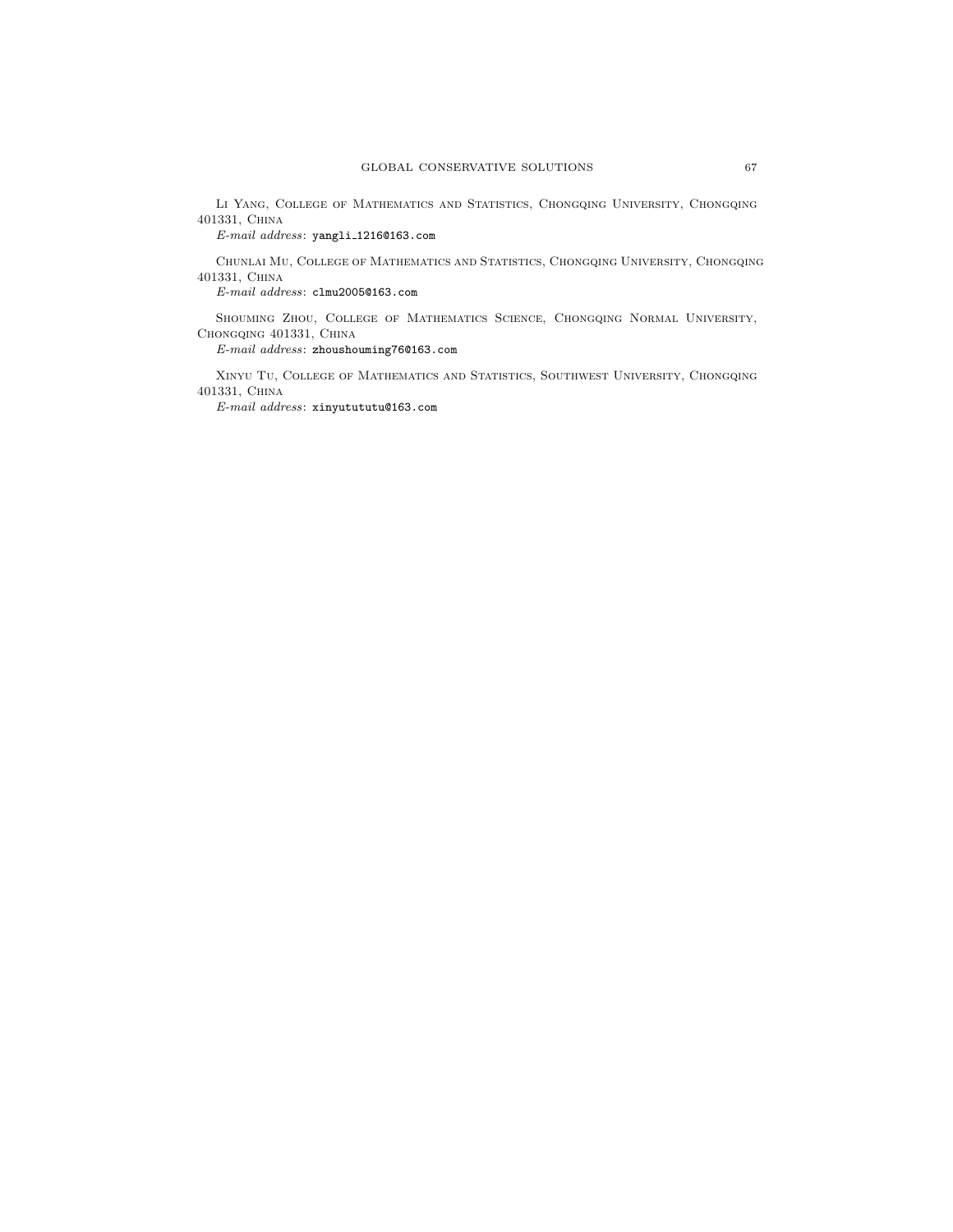Li Yang, College of Mathematics and Statistics, Chongqing University, Chongqing 401331, China

*E-mail address*: yangli_1216@163.com

Chunlai Mu, College of Mathematics and Statistics, Chongqing University, Chongqing 401331, China

*E-mail address*: clmu2005@163.com

Shouming Zhou, College of Mathematics Science, Chongqing Normal University, Chongqing 401331, China

*E-mail address*: zhoushouming76@163.com

Xinyu Tu, College of Mathematics and Statistics, Southwest University, Chongqing 401331, China

*E-mail address*: xinyutututu@163.com